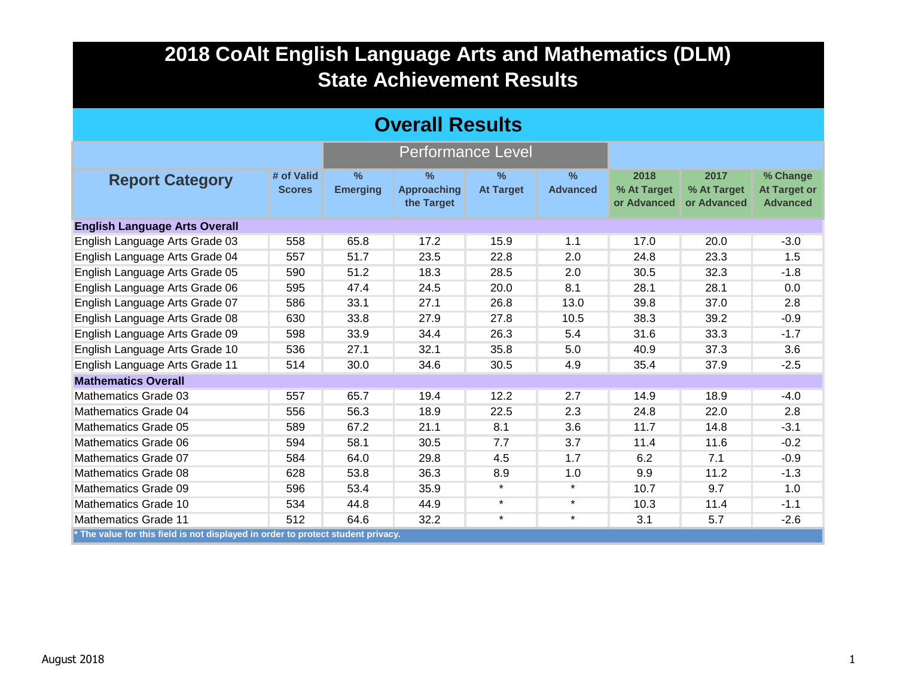# 2018 CoAlt English Language Arts and Mathematics (DLM) State Achievement Results

## Overall Results

| Report Category | # of Valid Scores | Performance Level | | | | 2018 % At Target or Advanced | 2017 % At Target or Advanced | % Change At Target or Advanced |
|---|---|---|---|---|---|---|---|---|
| | | % Emerging | % Approaching the Target | % At Target | % Advanced | | | |
| **English Language Arts Overall** | | | | | | | | |
| English Language Arts Grade 03 | 558 | 65.8 | 17.2 | 15.9 | 1.1 | 17.0 | 20.0 | -3.0 |
| English Language Arts Grade 04 | 557 | 51.7 | 23.5 | 22.8 | 2.0 | 24.8 | 23.3 | 1.5 |
| English Language Arts Grade 05 | 590 | 51.2 | 18.3 | 28.5 | 2.0 | 30.5 | 32.3 | -1.8 |
| English Language Arts Grade 06 | 595 | 47.4 | 24.5 | 20.0 | 8.1 | 28.1 | 28.1 | 0.0 |
| English Language Arts Grade 07 | 586 | 33.1 | 27.1 | 26.8 | 13.0 | 39.8 | 37.0 | 2.8 |
| English Language Arts Grade 08 | 630 | 33.8 | 27.9 | 27.8 | 10.5 | 38.3 | 39.2 | -0.9 |
| English Language Arts Grade 09 | 598 | 33.9 | 34.4 | 26.3 | 5.4 | 31.6 | 33.3 | -1.7 |
| English Language Arts Grade 10 | 536 | 27.1 | 32.1 | 35.8 | 5.0 | 40.9 | 37.3 | 3.6 |
| English Language Arts Grade 11 | 514 | 30.0 | 34.6 | 30.5 | 4.9 | 35.4 | 37.9 | -2.5 |
| **Mathematics Overall** | | | | | | | | |
| Mathematics Grade 03 | 557 | 65.7 | 19.4 | 12.2 | 2.7 | 14.9 | 18.9 | -4.0 |
| Mathematics Grade 04 | 556 | 56.3 | 18.9 | 22.5 | 2.3 | 24.8 | 22.0 | 2.8 |
| Mathematics Grade 05 | 589 | 67.2 | 21.1 | 8.1 | 3.6 | 11.7 | 14.8 | -3.1 |
| Mathematics Grade 06 | 594 | 58.1 | 30.5 | 7.7 | 3.7 | 11.4 | 11.6 | -0.2 |
| Mathematics Grade 07 | 584 | 64.0 | 29.8 | 4.5 | 1.7 | 6.2 | 7.1 | -0.9 |
| Mathematics Grade 08 | 628 | 53.8 | 36.3 | 8.9 | 1.0 | 9.9 | 11.2 | -1.3 |
| Mathematics Grade 09 | 596 | 53.4 | 35.9 | * | * | 10.7 | 9.7 | 1.0 |
| Mathematics Grade 10 | 534 | 44.8 | 44.9 | * | * | 10.3 | 11.4 | -1.1 |
| Mathematics Grade 11 | 512 | 64.6 | 32.2 | * | * | 3.1 | 5.7 | -2.6 |

**\* The value for this field is not displayed in order to protect student privacy.**

August 2018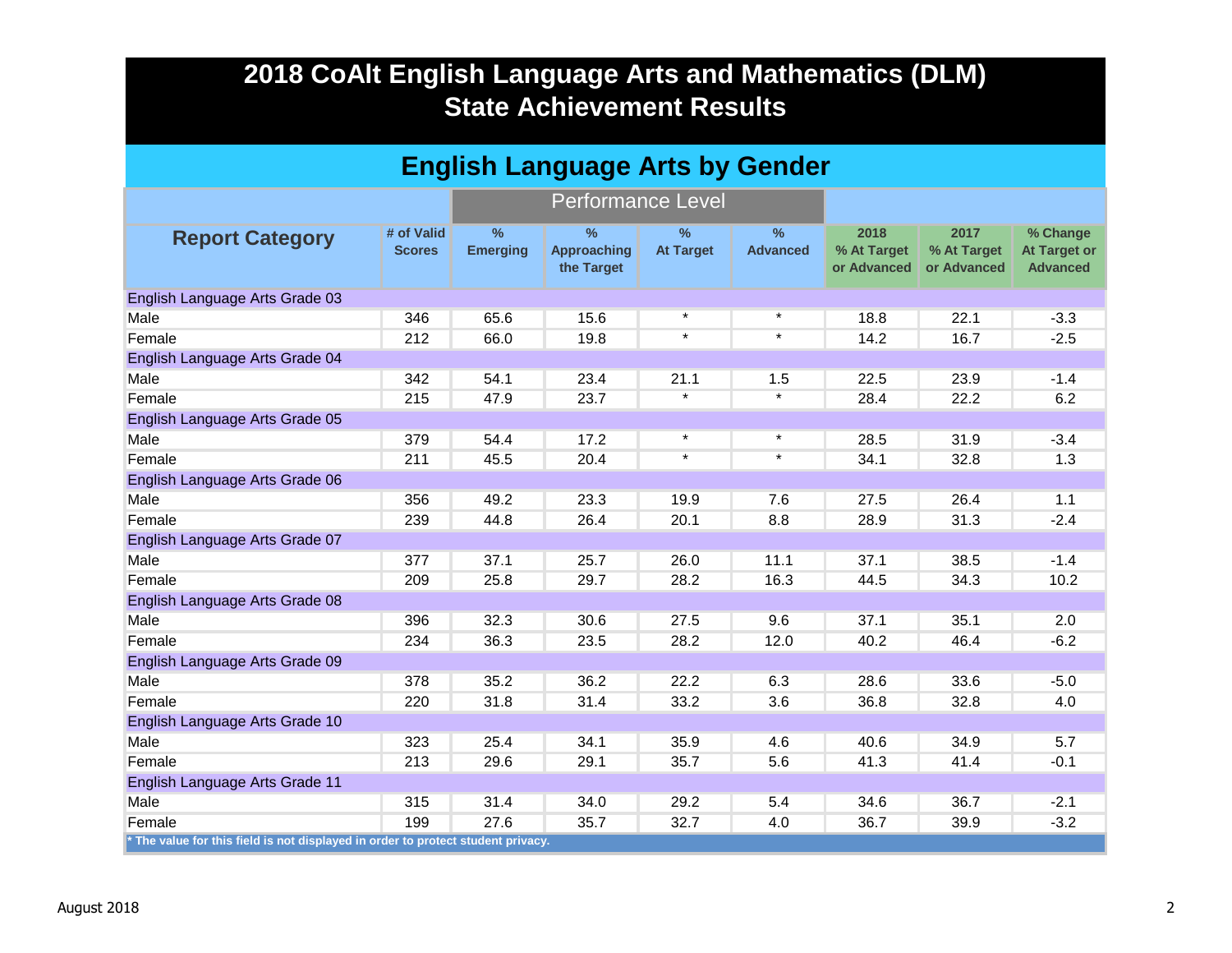# 2018 CoAlt English Language Arts and Mathematics (DLM) State Achievement Results

## English Language Arts by Gender

| Report Category | # of Valid Scores | % Emerging | % Approaching the Target | % At Target | % Advanced | 2018 % At Target or Advanced | 2017 % At Target or Advanced | % Change At Target or Advanced |
|---|---|---|---|---|---|---|---|---|
| | | Performance Level | | | | | | |
| **English Language Arts Grade 03** | | | | | | | | |
| Male | 346 | 65.6 | 15.6 | * | * | 18.8 | 22.1 | -3.3 |
| Female | 212 | 66.0 | 19.8 | * | * | 14.2 | 16.7 | -2.5 |
| **English Language Arts Grade 04** | | | | | | | | |
| Male | 342 | 54.1 | 23.4 | 21.1 | 1.5 | 22.5 | 23.9 | -1.4 |
| Female | 215 | 47.9 | 23.7 | * | * | 28.4 | 22.2 | 6.2 |
| **English Language Arts Grade 05** | | | | | | | | |
| Male | 379 | 54.4 | 17.2 | * | * | 28.5 | 31.9 | -3.4 |
| Female | 211 | 45.5 | 20.4 | * | * | 34.1 | 32.8 | 1.3 |
| **English Language Arts Grade 06** | | | | | | | | |
| Male | 356 | 49.2 | 23.3 | 19.9 | 7.6 | 27.5 | 26.4 | 1.1 |
| Female | 239 | 44.8 | 26.4 | 20.1 | 8.8 | 28.9 | 31.3 | -2.4 |
| **English Language Arts Grade 07** | | | | | | | | |
| Male | 377 | 37.1 | 25.7 | 26.0 | 11.1 | 37.1 | 38.5 | -1.4 |
| Female | 209 | 25.8 | 29.7 | 28.2 | 16.3 | 44.5 | 34.3 | 10.2 |
| **English Language Arts Grade 08** | | | | | | | | |
| Male | 396 | 32.3 | 30.6 | 27.5 | 9.6 | 37.1 | 35.1 | 2.0 |
| Female | 234 | 36.3 | 23.5 | 28.2 | 12.0 | 40.2 | 46.4 | -6.2 |
| **English Language Arts Grade 09** | | | | | | | | |
| Male | 378 | 35.2 | 36.2 | 22.2 | 6.3 | 28.6 | 33.6 | -5.0 |
| Female | 220 | 31.8 | 31.4 | 33.2 | 3.6 | 36.8 | 32.8 | 4.0 |
| **English Language Arts Grade 10** | | | | | | | | |
| Male | 323 | 25.4 | 34.1 | 35.9 | 4.6 | 40.6 | 34.9 | 5.7 |
| Female | 213 | 29.6 | 29.1 | 35.7 | 5.6 | 41.3 | 41.4 | -0.1 |
| **English Language Arts Grade 11** | | | | | | | | |
| Male | 315 | 31.4 | 34.0 | 29.2 | 5.4 | 34.6 | 36.7 | -2.1 |
| Female | 199 | 27.6 | 35.7 | 32.7 | 4.0 | 36.7 | 39.9 | -3.2 |

* The value for this field is not displayed in order to protect student privacy.

August 2018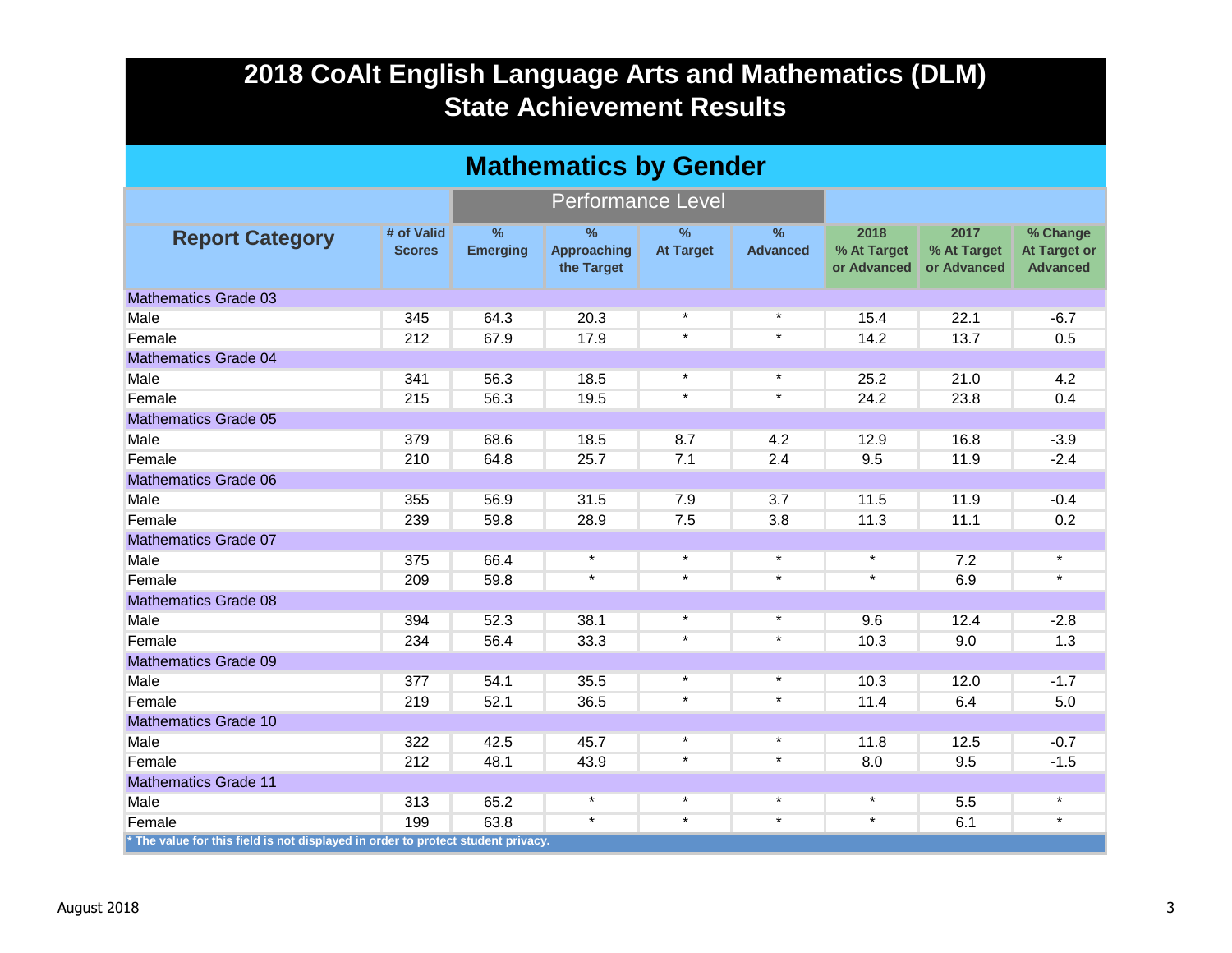# 2018 CoAlt English Language Arts and Mathematics (DLM) State Achievement Results

## Mathematics by Gender

| Report Category | # of Valid Scores | Performance Level | | | | | | |
|---|---|---|---|---|---|---|---|---|
| | | % Emerging | % Approaching the Target | % At Target | % Advanced | 2018 % At Target or Advanced | 2017 % At Target or Advanced | % Change At Target or Advanced |
| **Mathematics Grade 03** | | | | | | | | |
| Male | 345 | 64.3 | 20.3 | * | * | 15.4 | 22.1 | -6.7 |
| Female | 212 | 67.9 | 17.9 | * | * | 14.2 | 13.7 | 0.5 |
| **Mathematics Grade 04** | | | | | | | | |
| Male | 341 | 56.3 | 18.5 | * | * | 25.2 | 21.0 | 4.2 |
| Female | 215 | 56.3 | 19.5 | * | * | 24.2 | 23.8 | 0.4 |
| **Mathematics Grade 05** | | | | | | | | |
| Male | 379 | 68.6 | 18.5 | 8.7 | 4.2 | 12.9 | 16.8 | -3.9 |
| Female | 210 | 64.8 | 25.7 | 7.1 | 2.4 | 9.5 | 11.9 | -2.4 |
| **Mathematics Grade 06** | | | | | | | | |
| Male | 355 | 56.9 | 31.5 | 7.9 | 3.7 | 11.5 | 11.9 | -0.4 |
| Female | 239 | 59.8 | 28.9 | 7.5 | 3.8 | 11.3 | 11.1 | 0.2 |
| **Mathematics Grade 07** | | | | | | | | |
| Male | 375 | 66.4 | * | * | * | * | 7.2 | * |
| Female | 209 | 59.8 | * | * | * | * | 6.9 | * |
| **Mathematics Grade 08** | | | | | | | | |
| Male | 394 | 52.3 | 38.1 | * | * | 9.6 | 12.4 | -2.8 |
| Female | 234 | 56.4 | 33.3 | * | * | 10.3 | 9.0 | 1.3 |
| **Mathematics Grade 09** | | | | | | | | |
| Male | 377 | 54.1 | 35.5 | * | * | 10.3 | 12.0 | -1.7 |
| Female | 219 | 52.1 | 36.5 | * | * | 11.4 | 6.4 | 5.0 |
| **Mathematics Grade 10** | | | | | | | | |
| Male | 322 | 42.5 | 45.7 | * | * | 11.8 | 12.5 | -0.7 |
| Female | 212 | 48.1 | 43.9 | * | * | 8.0 | 9.5 | -1.5 |
| **Mathematics Grade 11** | | | | | | | | |
| Male | 313 | 65.2 | * | * | * | * | 5.5 | * |
| Female | 199 | 63.8 | * | * | * | * | 6.1 | * |

* The value for this field is not displayed in order to protect student privacy.

August 2018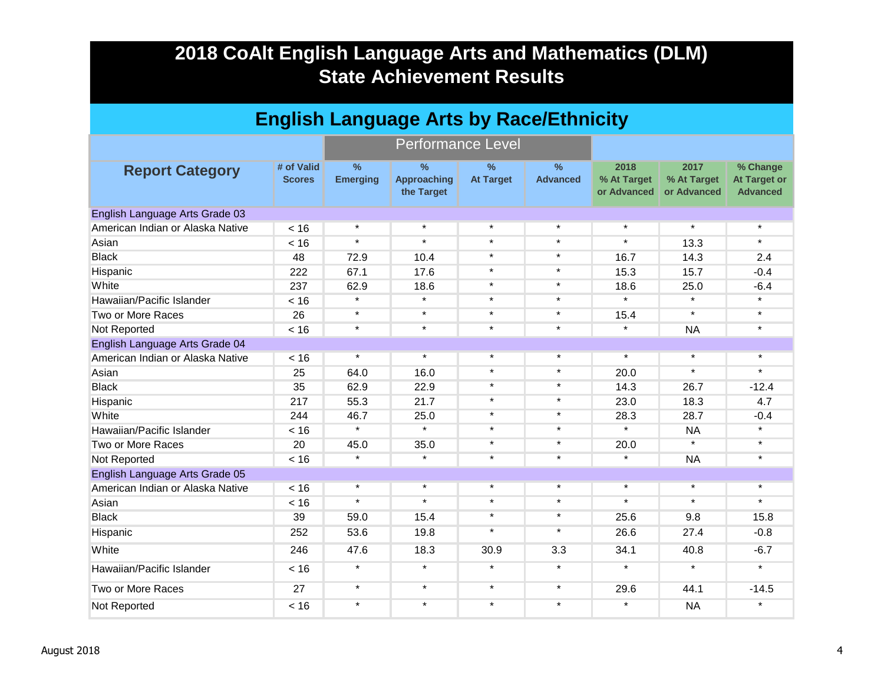# 2018 CoAlt English Language Arts and Mathematics (DLM) State Achievement Results

## English Language Arts by Race/Ethnicity

| Report Category | # of Valid Scores | Performance Level | | | | | | |
|---|---|---|---|---|---|---|---|---|
| | | % Emerging | % Approaching the Target | % At Target | % Advanced | 2018 % At Target or Advanced | 2017 % At Target or Advanced | % Change At Target or Advanced |
| **English Language Arts Grade 03** | | | | | | | | |
| American Indian or Alaska Native | < 16 | * | * | * | * | * | * | * |
| Asian | < 16 | * | * | * | * | * | 13.3 | * |
| Black | 48 | 72.9 | 10.4 | * | * | 16.7 | 14.3 | 2.4 |
| Hispanic | 222 | 67.1 | 17.6 | * | * | 15.3 | 15.7 | -0.4 |
| White | 237 | 62.9 | 18.6 | * | * | 18.6 | 25.0 | -6.4 |
| Hawaiian/Pacific Islander | < 16 | * | * | * | * | * | * | * |
| Two or More Races | 26 | * | * | * | * | 15.4 | * | * |
| Not Reported | < 16 | * | * | * | * | * | NA | * |
| **English Language Arts Grade 04** | | | | | | | | |
| American Indian or Alaska Native | < 16 | * | * | * | * | * | * | * |
| Asian | 25 | 64.0 | 16.0 | * | * | 20.0 | * | * |
| Black | 35 | 62.9 | 22.9 | * | * | 14.3 | 26.7 | -12.4 |
| Hispanic | 217 | 55.3 | 21.7 | * | * | 23.0 | 18.3 | 4.7 |
| White | 244 | 46.7 | 25.0 | * | * | 28.3 | 28.7 | -0.4 |
| Hawaiian/Pacific Islander | < 16 | * | * | * | * | * | NA | * |
| Two or More Races | 20 | 45.0 | 35.0 | * | * | 20.0 | * | * |
| Not Reported | < 16 | * | * | * | * | * | NA | * |
| **English Language Arts Grade 05** | | | | | | | | |
| American Indian or Alaska Native | < 16 | * | * | * | * | * | * | * |
| Asian | < 16 | * | * | * | * | * | * | * |
| Black | 39 | 59.0 | 15.4 | * | * | 25.6 | 9.8 | 15.8 |
| Hispanic | 252 | 53.6 | 19.8 | * | * | 26.6 | 27.4 | -0.8 |
| White | 246 | 47.6 | 18.3 | 30.9 | 3.3 | 34.1 | 40.8 | -6.7 |
| Hawaiian/Pacific Islander | < 16 | * | * | * | * | * | * | * |
| Two or More Races | 27 | * | * | * | * | 29.6 | 44.1 | -14.5 |
| Not Reported | < 16 | * | * | * | * | * | NA | * |

August 2018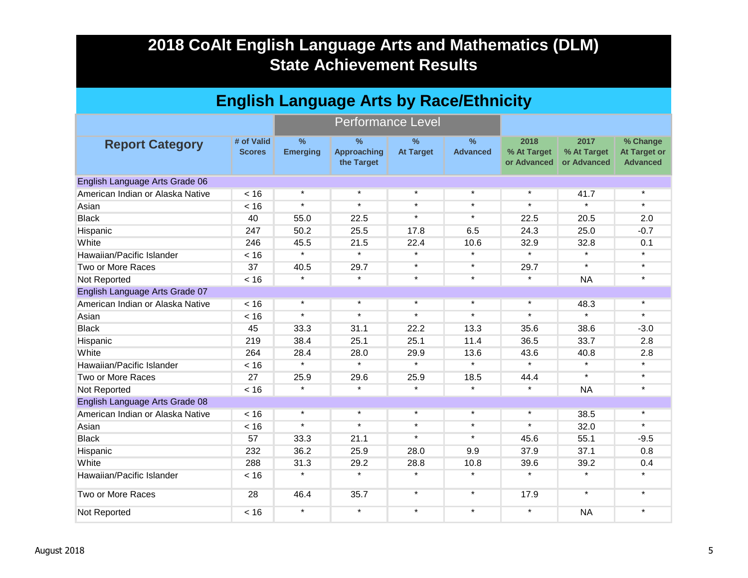# 2018 CoAlt English Language Arts and Mathematics (DLM) State Achievement Results

## English Language Arts by Race/Ethnicity

| Report Category | # of Valid Scores | Performance Level | | | | | | |
|---|---|---|---|---|---|---|---|---|
| | | % Emerging | % Approaching the Target | % At Target | % Advanced | 2018 % At Target or Advanced | 2017 % At Target or Advanced | % Change At Target or Advanced |
| **English Language Arts Grade 06** | | | | | | | | |
| American Indian or Alaska Native | < 16 | * | * | * | * | * | 41.7 | * |
| Asian | < 16 | * | * | * | * | * | * | * |
| Black | 40 | 55.0 | 22.5 | * | * | 22.5 | 20.5 | 2.0 |
| Hispanic | 247 | 50.2 | 25.5 | 17.8 | 6.5 | 24.3 | 25.0 | -0.7 |
| White | 246 | 45.5 | 21.5 | 22.4 | 10.6 | 32.9 | 32.8 | 0.1 |
| Hawaiian/Pacific Islander | < 16 | * | * | * | * | * | * | * |
| Two or More Races | 37 | 40.5 | 29.7 | * | * | 29.7 | * | * |
| Not Reported | < 16 | * | * | * | * | * | NA | * |
| **English Language Arts Grade 07** | | | | | | | | |
| American Indian or Alaska Native | < 16 | * | * | * | * | * | 48.3 | * |
| Asian | < 16 | * | * | * | * | * | * | * |
| Black | 45 | 33.3 | 31.1 | 22.2 | 13.3 | 35.6 | 38.6 | -3.0 |
| Hispanic | 219 | 38.4 | 25.1 | 25.1 | 11.4 | 36.5 | 33.7 | 2.8 |
| White | 264 | 28.4 | 28.0 | 29.9 | 13.6 | 43.6 | 40.8 | 2.8 |
| Hawaiian/Pacific Islander | < 16 | * | * | * | * | * | * | * |
| Two or More Races | 27 | 25.9 | 29.6 | 25.9 | 18.5 | 44.4 | * | * |
| Not Reported | < 16 | * | * | * | * | * | NA | * |
| **English Language Arts Grade 08** | | | | | | | | |
| American Indian or Alaska Native | < 16 | * | * | * | * | * | 38.5 | * |
| Asian | < 16 | * | * | * | * | * | 32.0 | * |
| Black | 57 | 33.3 | 21.1 | * | * | 45.6 | 55.1 | -9.5 |
| Hispanic | 232 | 36.2 | 25.9 | 28.0 | 9.9 | 37.9 | 37.1 | 0.8 |
| White | 288 | 31.3 | 29.2 | 28.8 | 10.8 | 39.6 | 39.2 | 0.4 |
| Hawaiian/Pacific Islander | < 16 | * | * | * | * | * | * | * |
| Two or More Races | 28 | 46.4 | 35.7 | * | * | 17.9 | * | * |
| Not Reported | < 16 | * | * | * | * | * | NA | * |

August 2018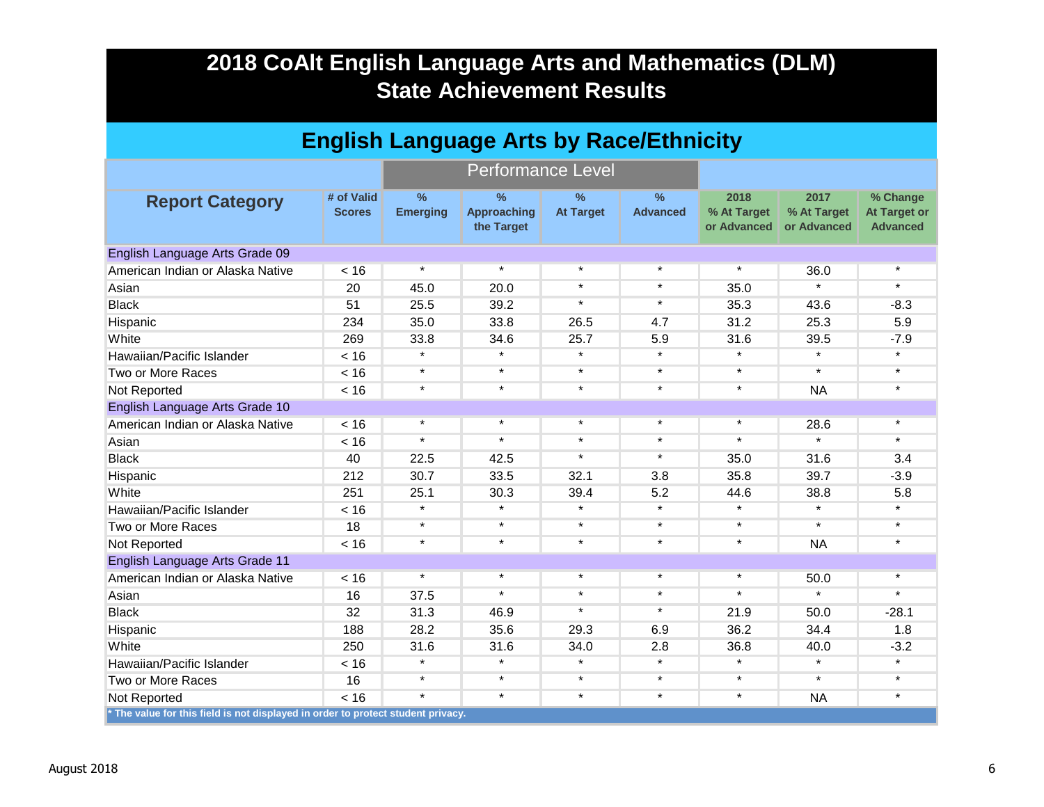# 2018 CoAlt English Language Arts and Mathematics (DLM) State Achievement Results

## English Language Arts by Race/Ethnicity

| Report Category | # of Valid Scores | Performance Level | | | | 2018 % At Target or Advanced | 2017 % At Target or Advanced | % Change At Target or Advanced |
|---|---|---|---|---|---|---|---|---|
| | | % Emerging | % Approaching the Target | % At Target | % Advanced | | | |
| **English Language Arts Grade 09** | | | | | | | | |
| American Indian or Alaska Native | < 16 | * | * | * | * | * | 36.0 | * |
| Asian | 20 | 45.0 | 20.0 | * | * | 35.0 | * | * |
| Black | 51 | 25.5 | 39.2 | * | * | 35.3 | 43.6 | -8.3 |
| Hispanic | 234 | 35.0 | 33.8 | 26.5 | 4.7 | 31.2 | 25.3 | 5.9 |
| White | 269 | 33.8 | 34.6 | 25.7 | 5.9 | 31.6 | 39.5 | -7.9 |
| Hawaiian/Pacific Islander | < 16 | * | * | * | * | * | * | * |
| Two or More Races | < 16 | * | * | * | * | * | * | * |
| Not Reported | < 16 | * | * | * | * | * | NA | * |
| **English Language Arts Grade 10** | | | | | | | | |
| American Indian or Alaska Native | < 16 | * | * | * | * | * | 28.6 | * |
| Asian | < 16 | * | * | * | * | * | * | * |
| Black | 40 | 22.5 | 42.5 | * | * | 35.0 | 31.6 | 3.4 |
| Hispanic | 212 | 30.7 | 33.5 | 32.1 | 3.8 | 35.8 | 39.7 | -3.9 |
| White | 251 | 25.1 | 30.3 | 39.4 | 5.2 | 44.6 | 38.8 | 5.8 |
| Hawaiian/Pacific Islander | < 16 | * | * | * | * | * | * | * |
| Two or More Races | 18 | * | * | * | * | * | * | * |
| Not Reported | < 16 | * | * | * | * | * | NA | * |
| **English Language Arts Grade 11** | | | | | | | | |
| American Indian or Alaska Native | < 16 | * | * | * | * | * | 50.0 | * |
| Asian | 16 | 37.5 | * | * | * | * | * | * |
| Black | 32 | 31.3 | 46.9 | * | * | 21.9 | 50.0 | -28.1 |
| Hispanic | 188 | 28.2 | 35.6 | 29.3 | 6.9 | 36.2 | 34.4 | 1.8 |
| White | 250 | 31.6 | 31.6 | 34.0 | 2.8 | 36.8 | 40.0 | -3.2 |
| Hawaiian/Pacific Islander | < 16 | * | * | * | * | * | * | * |
| Two or More Races | 16 | * | * | * | * | * | * | * |
| Not Reported | < 16 | * | * | * | * | * | NA | * |

**\* The value for this field is not displayed in order to protect student privacy.**

August 2018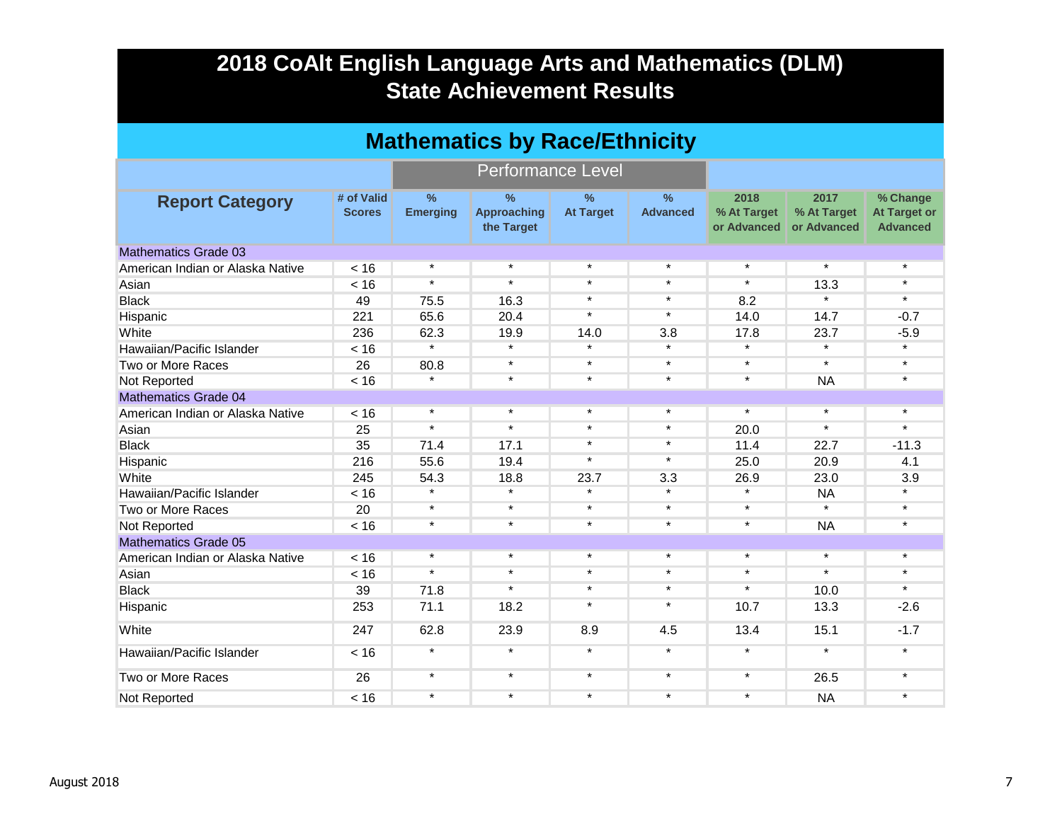# 2018 CoAlt English Language Arts and Mathematics (DLM) State Achievement Results

## Mathematics by Race/Ethnicity

| Report Category | # of Valid Scores | Performance Level | | | | | | |
|---|---|---|---|---|---|---|---|---|
| | | % Emerging | % Approaching the Target | % At Target | % Advanced | 2018 % At Target or Advanced | 2017 % At Target or Advanced | % Change At Target or Advanced |
| **Mathematics Grade 03** | | | | | | | | |
| American Indian or Alaska Native | < 16 | * | * | * | * | * | * | * |
| Asian | < 16 | * | * | * | * | * | 13.3 | * |
| Black | 49 | 75.5 | 16.3 | * | * | 8.2 | * | * |
| Hispanic | 221 | 65.6 | 20.4 | * | * | 14.0 | 14.7 | -0.7 |
| White | 236 | 62.3 | 19.9 | 14.0 | 3.8 | 17.8 | 23.7 | -5.9 |
| Hawaiian/Pacific Islander | < 16 | * | * | * | * | * | * | * |
| Two or More Races | 26 | 80.8 | * | * | * | * | * | * |
| Not Reported | < 16 | * | * | * | * | * | NA | * |
| **Mathematics Grade 04** | | | | | | | | |
| American Indian or Alaska Native | < 16 | * | * | * | * | * | * | * |
| Asian | 25 | * | * | * | * | 20.0 | * | * |
| Black | 35 | 71.4 | 17.1 | * | * | 11.4 | 22.7 | -11.3 |
| Hispanic | 216 | 55.6 | 19.4 | * | * | 25.0 | 20.9 | 4.1 |
| White | 245 | 54.3 | 18.8 | 23.7 | 3.3 | 26.9 | 23.0 | 3.9 |
| Hawaiian/Pacific Islander | < 16 | * | * | * | * | * | NA | * |
| Two or More Races | 20 | * | * | * | * | * | * | * |
| Not Reported | < 16 | * | * | * | * | * | NA | * |
| **Mathematics Grade 05** | | | | | | | | |
| American Indian or Alaska Native | < 16 | * | * | * | * | * | * | * |
| Asian | < 16 | * | * | * | * | * | * | * |
| Black | 39 | 71.8 | * | * | * | * | 10.0 | * |
| Hispanic | 253 | 71.1 | 18.2 | * | * | 10.7 | 13.3 | -2.6 |
| White | 247 | 62.8 | 23.9 | 8.9 | 4.5 | 13.4 | 15.1 | -1.7 |
| Hawaiian/Pacific Islander | < 16 | * | * | * | * | * | * | * |
| Two or More Races | 26 | * | * | * | * | * | 26.5 | * |
| Not Reported | < 16 | * | * | * | * | * | NA | * |

August 2018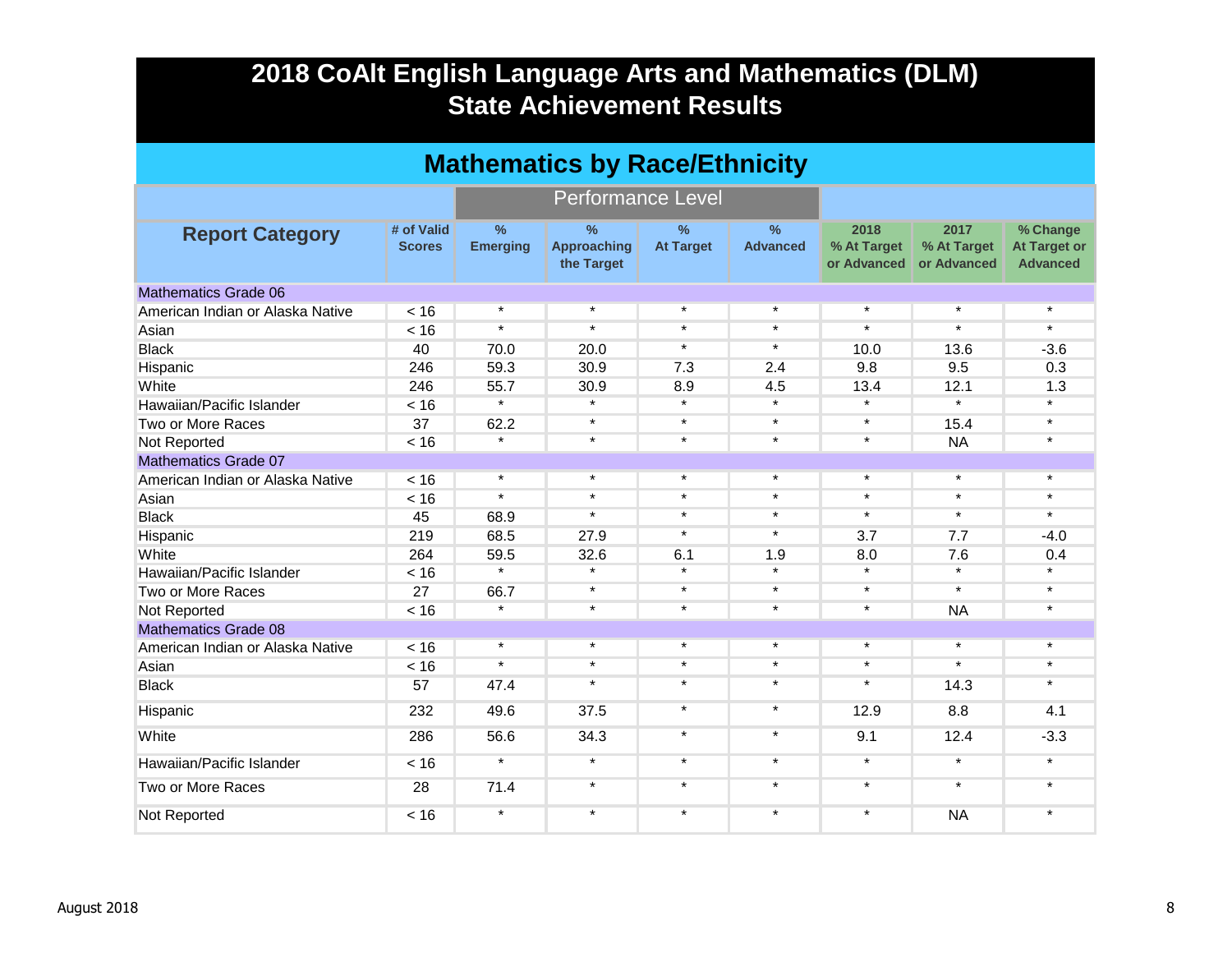# 2018 CoAlt English Language Arts and Mathematics (DLM) State Achievement Results

## Mathematics by Race/Ethnicity

| Report Category | # of Valid Scores | Performance Level | | | | | | |
|---|---|---|---|---|---|---|---|---|
| | | % Emerging | % Approaching the Target | % At Target | % Advanced | 2018 % At Target or Advanced | 2017 % At Target or Advanced | % Change At Target or Advanced |
| **Mathematics Grade 06** | | | | | | | | |
| American Indian or Alaska Native | < 16 | * | * | * | * | * | * | * |
| Asian | < 16 | * | * | * | * | * | * | * |
| Black | 40 | 70.0 | 20.0 | * | * | 10.0 | 13.6 | -3.6 |
| Hispanic | 246 | 59.3 | 30.9 | 7.3 | 2.4 | 9.8 | 9.5 | 0.3 |
| White | 246 | 55.7 | 30.9 | 8.9 | 4.5 | 13.4 | 12.1 | 1.3 |
| Hawaiian/Pacific Islander | < 16 | * | * | * | * | * | * | * |
| Two or More Races | 37 | 62.2 | * | * | * | * | 15.4 | * |
| Not Reported | < 16 | * | * | * | * | * | NA | * |
| **Mathematics Grade 07** | | | | | | | | |
| American Indian or Alaska Native | < 16 | * | * | * | * | * | * | * |
| Asian | < 16 | * | * | * | * | * | * | * |
| Black | 45 | 68.9 | * | * | * | * | * | * |
| Hispanic | 219 | 68.5 | 27.9 | * | * | 3.7 | 7.7 | -4.0 |
| White | 264 | 59.5 | 32.6 | 6.1 | 1.9 | 8.0 | 7.6 | 0.4 |
| Hawaiian/Pacific Islander | < 16 | * | * | * | * | * | * | * |
| Two or More Races | 27 | 66.7 | * | * | * | * | * | * |
| Not Reported | < 16 | * | * | * | * | * | NA | * |
| **Mathematics Grade 08** | | | | | | | | |
| American Indian or Alaska Native | < 16 | * | * | * | * | * | * | * |
| Asian | < 16 | * | * | * | * | * | * | * |
| Black | 57 | 47.4 | * | * | * | * | 14.3 | * |
| Hispanic | 232 | 49.6 | 37.5 | * | * | 12.9 | 8.8 | 4.1 |
| White | 286 | 56.6 | 34.3 | * | * | 9.1 | 12.4 | -3.3 |
| Hawaiian/Pacific Islander | < 16 | * | * | * | * | * | * | * |
| Two or More Races | 28 | 71.4 | * | * | * | * | * | * |
| Not Reported | < 16 | * | * | * | * | * | NA | * |

August 2018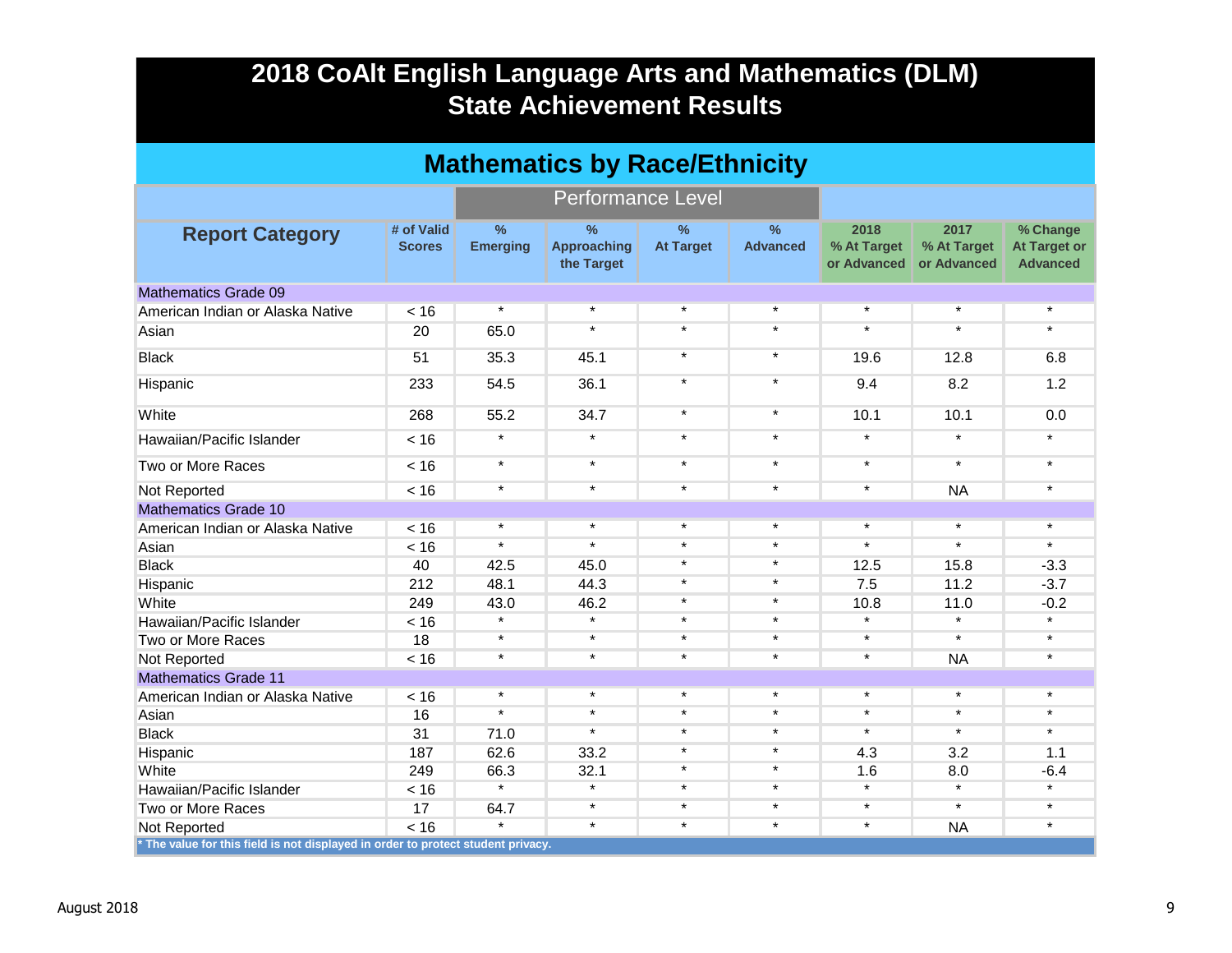# 2018 CoAlt English Language Arts and Mathematics (DLM) State Achievement Results

## Mathematics by Race/Ethnicity

| Report Category | # of Valid Scores | Performance Level | | | | | | |
|---|---|---|---|---|---|---|---|---|
| | | % Emerging | % Approaching the Target | % At Target | % Advanced | 2018 % At Target or Advanced | 2017 % At Target or Advanced | % Change At Target or Advanced |
| **Mathematics Grade 09** | | | | | | | | |
| American Indian or Alaska Native | < 16 | * | * | * | * | * | * | * |
| Asian | 20 | 65.0 | * | * | * | * | * | * |
| Black | 51 | 35.3 | 45.1 | * | * | 19.6 | 12.8 | 6.8 |
| Hispanic | 233 | 54.5 | 36.1 | * | * | 9.4 | 8.2 | 1.2 |
| White | 268 | 55.2 | 34.7 | * | * | 10.1 | 10.1 | 0.0 |
| Hawaiian/Pacific Islander | < 16 | * | * | * | * | * | * | * |
| Two or More Races | < 16 | * | * | * | * | * | * | * |
| Not Reported | < 16 | * | * | * | * | * | NA | * |
| **Mathematics Grade 10** | | | | | | | | |
| American Indian or Alaska Native | < 16 | * | * | * | * | * | * | * |
| Asian | < 16 | * | * | * | * | * | * | * |
| Black | 40 | 42.5 | 45.0 | * | * | 12.5 | 15.8 | -3.3 |
| Hispanic | 212 | 48.1 | 44.3 | * | * | 7.5 | 11.2 | -3.7 |
| White | 249 | 43.0 | 46.2 | * | * | 10.8 | 11.0 | -0.2 |
| Hawaiian/Pacific Islander | < 16 | * | * | * | * | * | * | * |
| Two or More Races | 18 | * | * | * | * | * | * | * |
| Not Reported | < 16 | * | * | * | * | * | NA | * |
| **Mathematics Grade 11** | | | | | | | | |
| American Indian or Alaska Native | < 16 | * | * | * | * | * | * | * |
| Asian | 16 | * | * | * | * | * | * | * |
| Black | 31 | 71.0 | * | * | * | * | * | * |
| Hispanic | 187 | 62.6 | 33.2 | * | * | 4.3 | 3.2 | 1.1 |
| White | 249 | 66.3 | 32.1 | * | * | 1.6 | 8.0 | -6.4 |
| Hawaiian/Pacific Islander | < 16 | * | * | * | * | * | * | * |
| Two or More Races | 17 | 64.7 | * | * | * | * | * | * |
| Not Reported | < 16 | * | * | * | * | * | NA | * |

* The value for this field is not displayed in order to protect student privacy.

August 2018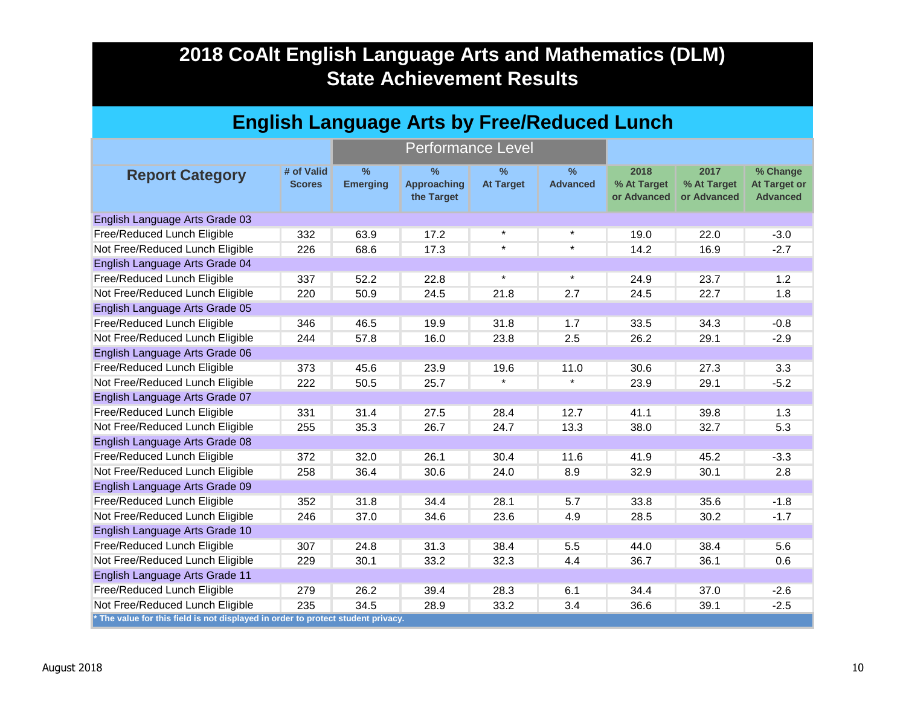# 2018 CoAlt English Language Arts and Mathematics (DLM) State Achievement Results

## English Language Arts by Free/Reduced Lunch

| Report Category | # of Valid Scores | Performance Level | | | | | | |
|---|---|---|---|---|---|---|---|---|
| | | % Emerging | % Approaching the Target | % At Target | % Advanced | 2018 % At Target or Advanced | 2017 % At Target or Advanced | % Change At Target or Advanced |
| **English Language Arts Grade 03** | | | | | | | | |
| Free/Reduced Lunch Eligible | 332 | 63.9 | 17.2 | * | * | 19.0 | 22.0 | -3.0 |
| Not Free/Reduced Lunch Eligible | 226 | 68.6 | 17.3 | * | * | 14.2 | 16.9 | -2.7 |
| **English Language Arts Grade 04** | | | | | | | | |
| Free/Reduced Lunch Eligible | 337 | 52.2 | 22.8 | * | * | 24.9 | 23.7 | 1.2 |
| Not Free/Reduced Lunch Eligible | 220 | 50.9 | 24.5 | 21.8 | 2.7 | 24.5 | 22.7 | 1.8 |
| **English Language Arts Grade 05** | | | | | | | | |
| Free/Reduced Lunch Eligible | 346 | 46.5 | 19.9 | 31.8 | 1.7 | 33.5 | 34.3 | -0.8 |
| Not Free/Reduced Lunch Eligible | 244 | 57.8 | 16.0 | 23.8 | 2.5 | 26.2 | 29.1 | -2.9 |
| **English Language Arts Grade 06** | | | | | | | | |
| Free/Reduced Lunch Eligible | 373 | 45.6 | 23.9 | 19.6 | 11.0 | 30.6 | 27.3 | 3.3 |
| Not Free/Reduced Lunch Eligible | 222 | 50.5 | 25.7 | * | * | 23.9 | 29.1 | -5.2 |
| **English Language Arts Grade 07** | | | | | | | | |
| Free/Reduced Lunch Eligible | 331 | 31.4 | 27.5 | 28.4 | 12.7 | 41.1 | 39.8 | 1.3 |
| Not Free/Reduced Lunch Eligible | 255 | 35.3 | 26.7 | 24.7 | 13.3 | 38.0 | 32.7 | 5.3 |
| **English Language Arts Grade 08** | | | | | | | | |
| Free/Reduced Lunch Eligible | 372 | 32.0 | 26.1 | 30.4 | 11.6 | 41.9 | 45.2 | -3.3 |
| Not Free/Reduced Lunch Eligible | 258 | 36.4 | 30.6 | 24.0 | 8.9 | 32.9 | 30.1 | 2.8 |
| **English Language Arts Grade 09** | | | | | | | | |
| Free/Reduced Lunch Eligible | 352 | 31.8 | 34.4 | 28.1 | 5.7 | 33.8 | 35.6 | -1.8 |
| Not Free/Reduced Lunch Eligible | 246 | 37.0 | 34.6 | 23.6 | 4.9 | 28.5 | 30.2 | -1.7 |
| **English Language Arts Grade 10** | | | | | | | | |
| Free/Reduced Lunch Eligible | 307 | 24.8 | 31.3 | 38.4 | 5.5 | 44.0 | 38.4 | 5.6 |
| Not Free/Reduced Lunch Eligible | 229 | 30.1 | 33.2 | 32.3 | 4.4 | 36.7 | 36.1 | 0.6 |
| **English Language Arts Grade 11** | | | | | | | | |
| Free/Reduced Lunch Eligible | 279 | 26.2 | 39.4 | 28.3 | 6.1 | 34.4 | 37.0 | -2.6 |
| Not Free/Reduced Lunch Eligible | 235 | 34.5 | 28.9 | 33.2 | 3.4 | 36.6 | 39.1 | -2.5 |

* The value for this field is not displayed in order to protect student privacy.

August 2018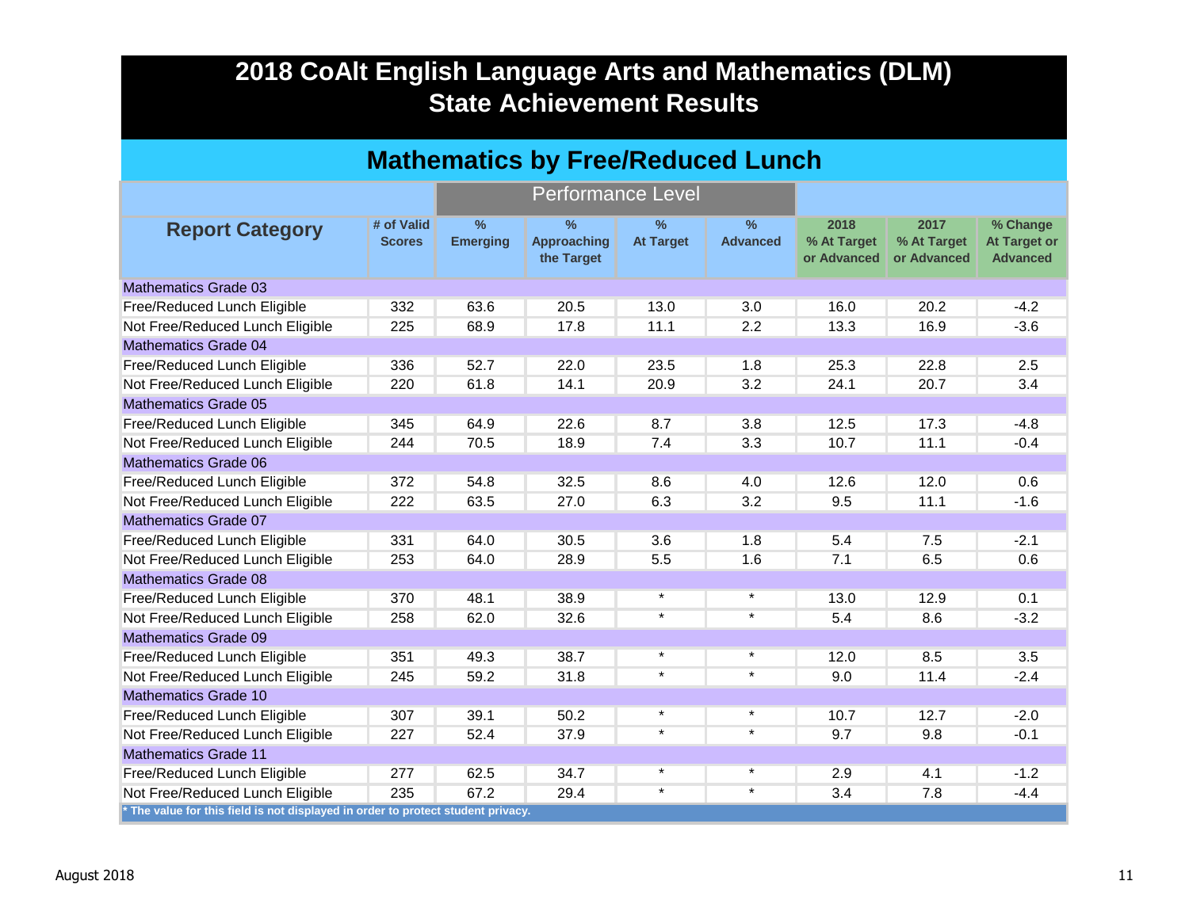# 2018 CoAlt English Language Arts and Mathematics (DLM) State Achievement Results

## Mathematics by Free/Reduced Lunch

| Report Category | # of Valid Scores | Performance Level | | | | | | |
|---|---|---|---|---|---|---|---|---|
| | | % Emerging | % Approaching the Target | % At Target | % Advanced | 2018 % At Target or Advanced | 2017 % At Target or Advanced | % Change At Target or Advanced |
| **Mathematics Grade 03** | | | | | | | | |
| Free/Reduced Lunch Eligible | 332 | 63.6 | 20.5 | 13.0 | 3.0 | 16.0 | 20.2 | -4.2 |
| Not Free/Reduced Lunch Eligible | 225 | 68.9 | 17.8 | 11.1 | 2.2 | 13.3 | 16.9 | -3.6 |
| **Mathematics Grade 04** | | | | | | | | |
| Free/Reduced Lunch Eligible | 336 | 52.7 | 22.0 | 23.5 | 1.8 | 25.3 | 22.8 | 2.5 |
| Not Free/Reduced Lunch Eligible | 220 | 61.8 | 14.1 | 20.9 | 3.2 | 24.1 | 20.7 | 3.4 |
| **Mathematics Grade 05** | | | | | | | | |
| Free/Reduced Lunch Eligible | 345 | 64.9 | 22.6 | 8.7 | 3.8 | 12.5 | 17.3 | -4.8 |
| Not Free/Reduced Lunch Eligible | 244 | 70.5 | 18.9 | 7.4 | 3.3 | 10.7 | 11.1 | -0.4 |
| **Mathematics Grade 06** | | | | | | | | |
| Free/Reduced Lunch Eligible | 372 | 54.8 | 32.5 | 8.6 | 4.0 | 12.6 | 12.0 | 0.6 |
| Not Free/Reduced Lunch Eligible | 222 | 63.5 | 27.0 | 6.3 | 3.2 | 9.5 | 11.1 | -1.6 |
| **Mathematics Grade 07** | | | | | | | | |
| Free/Reduced Lunch Eligible | 331 | 64.0 | 30.5 | 3.6 | 1.8 | 5.4 | 7.5 | -2.1 |
| Not Free/Reduced Lunch Eligible | 253 | 64.0 | 28.9 | 5.5 | 1.6 | 7.1 | 6.5 | 0.6 |
| **Mathematics Grade 08** | | | | | | | | |
| Free/Reduced Lunch Eligible | 370 | 48.1 | 38.9 | * | * | 13.0 | 12.9 | 0.1 |
| Not Free/Reduced Lunch Eligible | 258 | 62.0 | 32.6 | * | * | 5.4 | 8.6 | -3.2 |
| **Mathematics Grade 09** | | | | | | | | |
| Free/Reduced Lunch Eligible | 351 | 49.3 | 38.7 | * | * | 12.0 | 8.5 | 3.5 |
| Not Free/Reduced Lunch Eligible | 245 | 59.2 | 31.8 | * | * | 9.0 | 11.4 | -2.4 |
| **Mathematics Grade 10** | | | | | | | | |
| Free/Reduced Lunch Eligible | 307 | 39.1 | 50.2 | * | * | 10.7 | 12.7 | -2.0 |
| Not Free/Reduced Lunch Eligible | 227 | 52.4 | 37.9 | * | * | 9.7 | 9.8 | -0.1 |
| **Mathematics Grade 11** | | | | | | | | |
| Free/Reduced Lunch Eligible | 277 | 62.5 | 34.7 | * | * | 2.9 | 4.1 | -1.2 |
| Not Free/Reduced Lunch Eligible | 235 | 67.2 | 29.4 | * | * | 3.4 | 7.8 | -4.4 |

\* The value for this field is not displayed in order to protect student privacy.

August 2018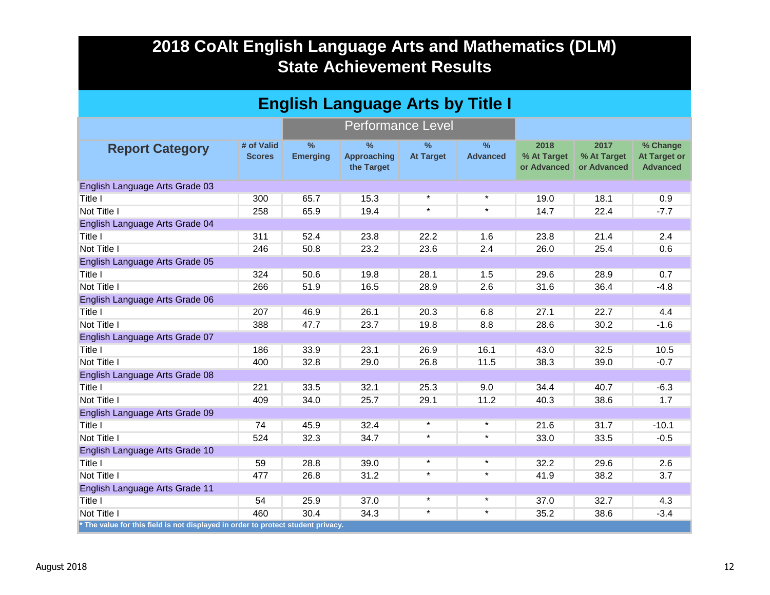# 2018 CoAlt English Language Arts and Mathematics (DLM) State Achievement Results

## English Language Arts by Title I

| Report Category | # of Valid Scores | Performance Level | | | | | | |
|---|---|---|---|---|---|---|---|---|
| | | % Emerging | % Approaching the Target | % At Target | % Advanced | 2018 % At Target or Advanced | 2017 % At Target or Advanced | % Change At Target or Advanced |
| **English Language Arts Grade 03** | | | | | | | | |
| Title I | 300 | 65.7 | 15.3 | * | * | 19.0 | 18.1 | 0.9 |
| Not Title I | 258 | 65.9 | 19.4 | * | * | 14.7 | 22.4 | -7.7 |
| **English Language Arts Grade 04** | | | | | | | | |
| Title I | 311 | 52.4 | 23.8 | 22.2 | 1.6 | 23.8 | 21.4 | 2.4 |
| Not Title I | 246 | 50.8 | 23.2 | 23.6 | 2.4 | 26.0 | 25.4 | 0.6 |
| **English Language Arts Grade 05** | | | | | | | | |
| Title I | 324 | 50.6 | 19.8 | 28.1 | 1.5 | 29.6 | 28.9 | 0.7 |
| Not Title I | 266 | 51.9 | 16.5 | 28.9 | 2.6 | 31.6 | 36.4 | -4.8 |
| **English Language Arts Grade 06** | | | | | | | | |
| Title I | 207 | 46.9 | 26.1 | 20.3 | 6.8 | 27.1 | 22.7 | 4.4 |
| Not Title I | 388 | 47.7 | 23.7 | 19.8 | 8.8 | 28.6 | 30.2 | -1.6 |
| **English Language Arts Grade 07** | | | | | | | | |
| Title I | 186 | 33.9 | 23.1 | 26.9 | 16.1 | 43.0 | 32.5 | 10.5 |
| Not Title I | 400 | 32.8 | 29.0 | 26.8 | 11.5 | 38.3 | 39.0 | -0.7 |
| **English Language Arts Grade 08** | | | | | | | | |
| Title I | 221 | 33.5 | 32.1 | 25.3 | 9.0 | 34.4 | 40.7 | -6.3 |
| Not Title I | 409 | 34.0 | 25.7 | 29.1 | 11.2 | 40.3 | 38.6 | 1.7 |
| **English Language Arts Grade 09** | | | | | | | | |
| Title I | 74 | 45.9 | 32.4 | * | * | 21.6 | 31.7 | -10.1 |
| Not Title I | 524 | 32.3 | 34.7 | * | * | 33.0 | 33.5 | -0.5 |
| **English Language Arts Grade 10** | | | | | | | | |
| Title I | 59 | 28.8 | 39.0 | * | * | 32.2 | 29.6 | 2.6 |
| Not Title I | 477 | 26.8 | 31.2 | * | * | 41.9 | 38.2 | 3.7 |
| **English Language Arts Grade 11** | | | | | | | | |
| Title I | 54 | 25.9 | 37.0 | * | * | 37.0 | 32.7 | 4.3 |
| Not Title I | 460 | 30.4 | 34.3 | * | * | 35.2 | 38.6 | -3.4 |

**\* The value for this field is not displayed in order to protect student privacy.**

August 2018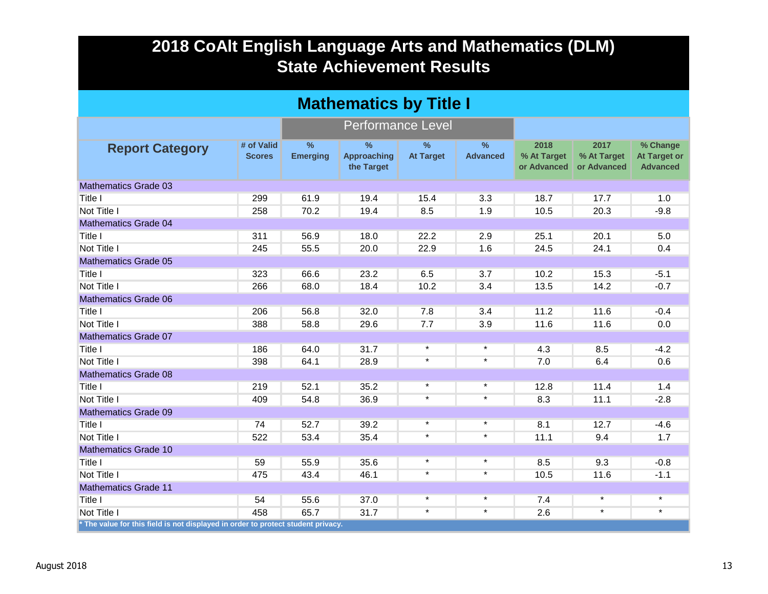# 2018 CoAlt English Language Arts and Mathematics (DLM) State Achievement Results

## Mathematics by Title I

| Report Category | # of Valid Scores | Performance Level | | | | | | |
|---|---|---|---|---|---|---|---|---|
| | | % Emerging | % Approaching the Target | % At Target | % Advanced | 2018 % At Target or Advanced | 2017 % At Target or Advanced | % Change At Target or Advanced |
| **Mathematics Grade 03** | | | | | | | | |
| Title I | 299 | 61.9 | 19.4 | 15.4 | 3.3 | 18.7 | 17.7 | 1.0 |
| Not Title I | 258 | 70.2 | 19.4 | 8.5 | 1.9 | 10.5 | 20.3 | -9.8 |
| **Mathematics Grade 04** | | | | | | | | |
| Title I | 311 | 56.9 | 18.0 | 22.2 | 2.9 | 25.1 | 20.1 | 5.0 |
| Not Title I | 245 | 55.5 | 20.0 | 22.9 | 1.6 | 24.5 | 24.1 | 0.4 |
| **Mathematics Grade 05** | | | | | | | | |
| Title I | 323 | 66.6 | 23.2 | 6.5 | 3.7 | 10.2 | 15.3 | -5.1 |
| Not Title I | 266 | 68.0 | 18.4 | 10.2 | 3.4 | 13.5 | 14.2 | -0.7 |
| **Mathematics Grade 06** | | | | | | | | |
| Title I | 206 | 56.8 | 32.0 | 7.8 | 3.4 | 11.2 | 11.6 | -0.4 |
| Not Title I | 388 | 58.8 | 29.6 | 7.7 | 3.9 | 11.6 | 11.6 | 0.0 |
| **Mathematics Grade 07** | | | | | | | | |
| Title I | 186 | 64.0 | 31.7 | * | * | 4.3 | 8.5 | -4.2 |
| Not Title I | 398 | 64.1 | 28.9 | * | * | 7.0 | 6.4 | 0.6 |
| **Mathematics Grade 08** | | | | | | | | |
| Title I | 219 | 52.1 | 35.2 | * | * | 12.8 | 11.4 | 1.4 |
| Not Title I | 409 | 54.8 | 36.9 | * | * | 8.3 | 11.1 | -2.8 |
| **Mathematics Grade 09** | | | | | | | | |
| Title I | 74 | 52.7 | 39.2 | * | * | 8.1 | 12.7 | -4.6 |
| Not Title I | 522 | 53.4 | 35.4 | * | * | 11.1 | 9.4 | 1.7 |
| **Mathematics Grade 10** | | | | | | | | |
| Title I | 59 | 55.9 | 35.6 | * | * | 8.5 | 9.3 | -0.8 |
| Not Title I | 475 | 43.4 | 46.1 | * | * | 10.5 | 11.6 | -1.1 |
| **Mathematics Grade 11** | | | | | | | | |
| Title I | 54 | 55.6 | 37.0 | * | * | 7.4 | * | * |
| Not Title I | 458 | 65.7 | 31.7 | * | * | 2.6 | * | * |

* The value for this field is not displayed in order to protect student privacy.

August 2018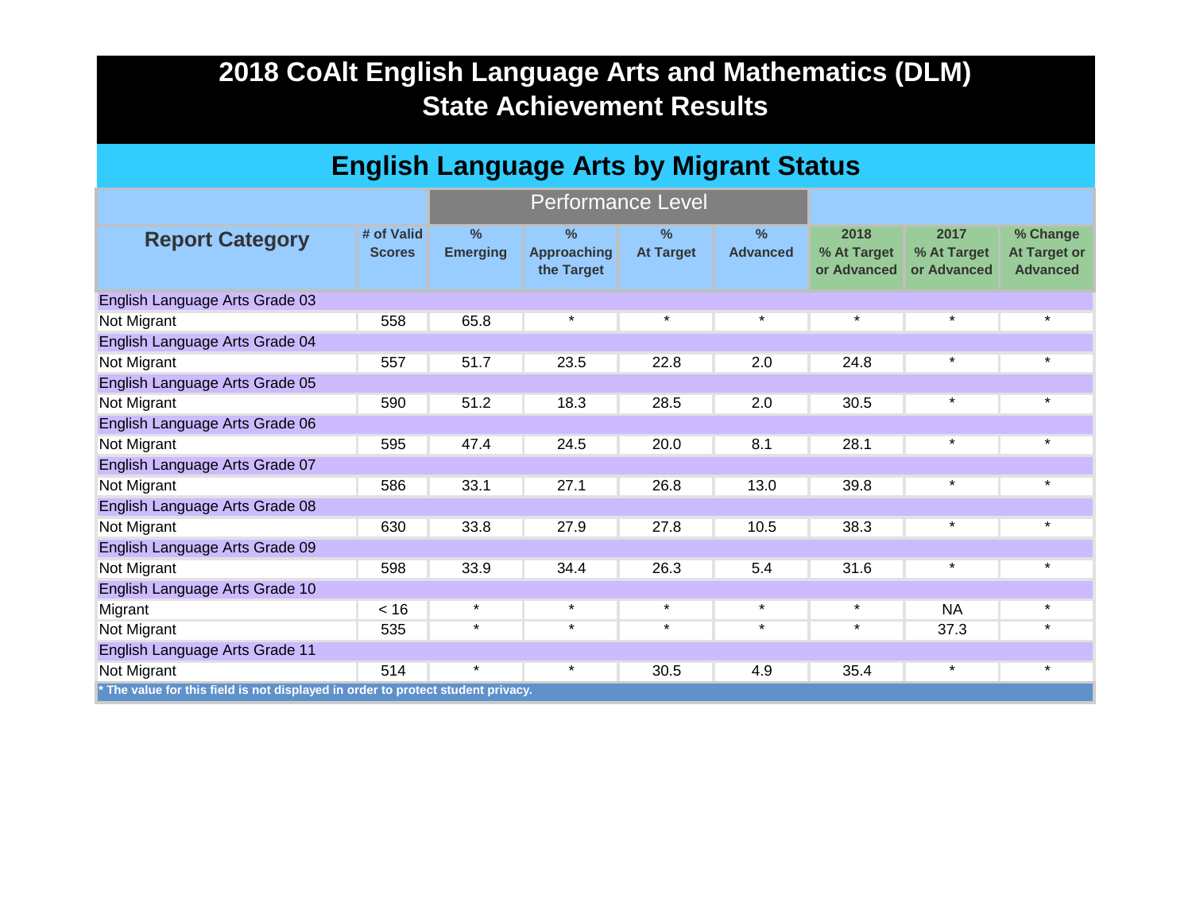# 2018 CoAlt English Language Arts and Mathematics (DLM) State Achievement Results

## English Language Arts by Migrant Status

| Report Category | # of Valid Scores | Performance Level | | | | | | |
|---|---|---|---|---|---|---|---|---|
| | | % Emerging | % Approaching the Target | % At Target | % Advanced | 2018 % At Target or Advanced | 2017 % At Target or Advanced | % Change At Target or Advanced |
| English Language Arts Grade 03 | | | | | | | | |
| Not Migrant | 558 | 65.8 | * | * | * | * | * | * |
| English Language Arts Grade 04 | | | | | | | | |
| Not Migrant | 557 | 51.7 | 23.5 | 22.8 | 2.0 | 24.8 | * | * |
| English Language Arts Grade 05 | | | | | | | | |
| Not Migrant | 590 | 51.2 | 18.3 | 28.5 | 2.0 | 30.5 | * | * |
| English Language Arts Grade 06 | | | | | | | | |
| Not Migrant | 595 | 47.4 | 24.5 | 20.0 | 8.1 | 28.1 | * | * |
| English Language Arts Grade 07 | | | | | | | | |
| Not Migrant | 586 | 33.1 | 27.1 | 26.8 | 13.0 | 39.8 | * | * |
| English Language Arts Grade 08 | | | | | | | | |
| Not Migrant | 630 | 33.8 | 27.9 | 27.8 | 10.5 | 38.3 | * | * |
| English Language Arts Grade 09 | | | | | | | | |
| Not Migrant | 598 | 33.9 | 34.4 | 26.3 | 5.4 | 31.6 | * | * |
| English Language Arts Grade 10 | | | | | | | | |
| Migrant | < 16 | * | * | * | * | * | NA | * |
| Not Migrant | 535 | * | * | * | * | * | 37.3 | * |
| English Language Arts Grade 11 | | | | | | | | |
| Not Migrant | 514 | * | * | 30.5 | 4.9 | 35.4 | * | * |

* The value for this field is not displayed in order to protect student privacy.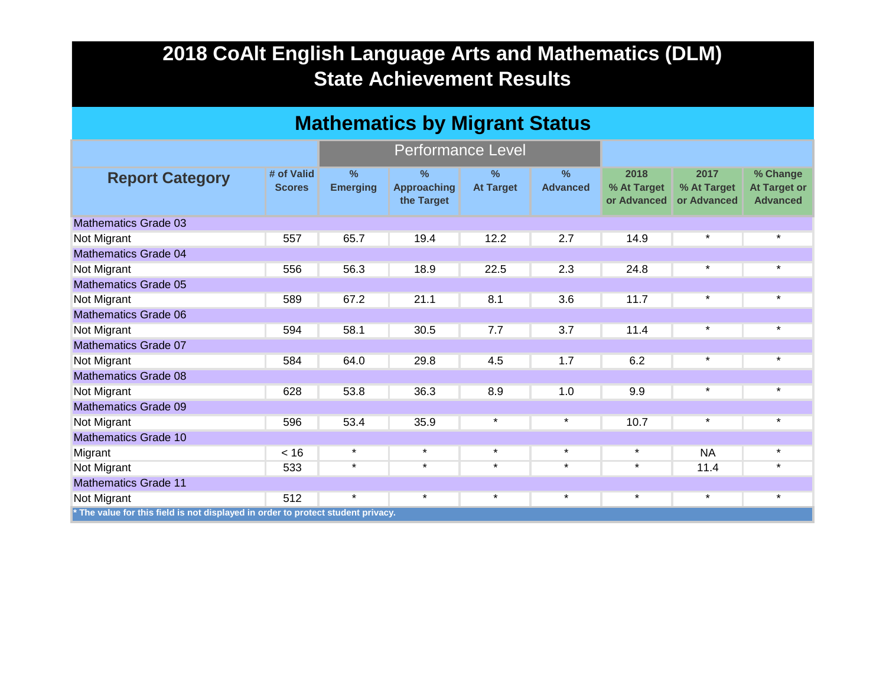# 2018 CoAlt English Language Arts and Mathematics (DLM) State Achievement Results

## Mathematics by Migrant Status

| Report Category | # of Valid Scores | Performance Level | | | | | | |
|---|---|---|---|---|---|---|---|---|
| | | % Emerging | % Approaching the Target | % At Target | % Advanced | 2018 % At Target or Advanced | 2017 % At Target or Advanced | % Change At Target or Advanced |
| Mathematics Grade 03 | | | | | | | | |
| Not Migrant | 557 | 65.7 | 19.4 | 12.2 | 2.7 | 14.9 | * | * |
| Mathematics Grade 04 | | | | | | | | |
| Not Migrant | 556 | 56.3 | 18.9 | 22.5 | 2.3 | 24.8 | * | * |
| Mathematics Grade 05 | | | | | | | | |
| Not Migrant | 589 | 67.2 | 21.1 | 8.1 | 3.6 | 11.7 | * | * |
| Mathematics Grade 06 | | | | | | | | |
| Not Migrant | 594 | 58.1 | 30.5 | 7.7 | 3.7 | 11.4 | * | * |
| Mathematics Grade 07 | | | | | | | | |
| Not Migrant | 584 | 64.0 | 29.8 | 4.5 | 1.7 | 6.2 | * | * |
| Mathematics Grade 08 | | | | | | | | |
| Not Migrant | 628 | 53.8 | 36.3 | 8.9 | 1.0 | 9.9 | * | * |
| Mathematics Grade 09 | | | | | | | | |
| Not Migrant | 596 | 53.4 | 35.9 | * | * | 10.7 | * | * |
| Mathematics Grade 10 | | | | | | | | |
| Migrant | < 16 | * | * | * | * | * | NA | * |
| Not Migrant | 533 | * | * | * | * | * | 11.4 | * |
| Mathematics Grade 11 | | | | | | | | |
| Not Migrant | 512 | * | * | * | * | * | * | * |

* The value for this field is not displayed in order to protect student privacy.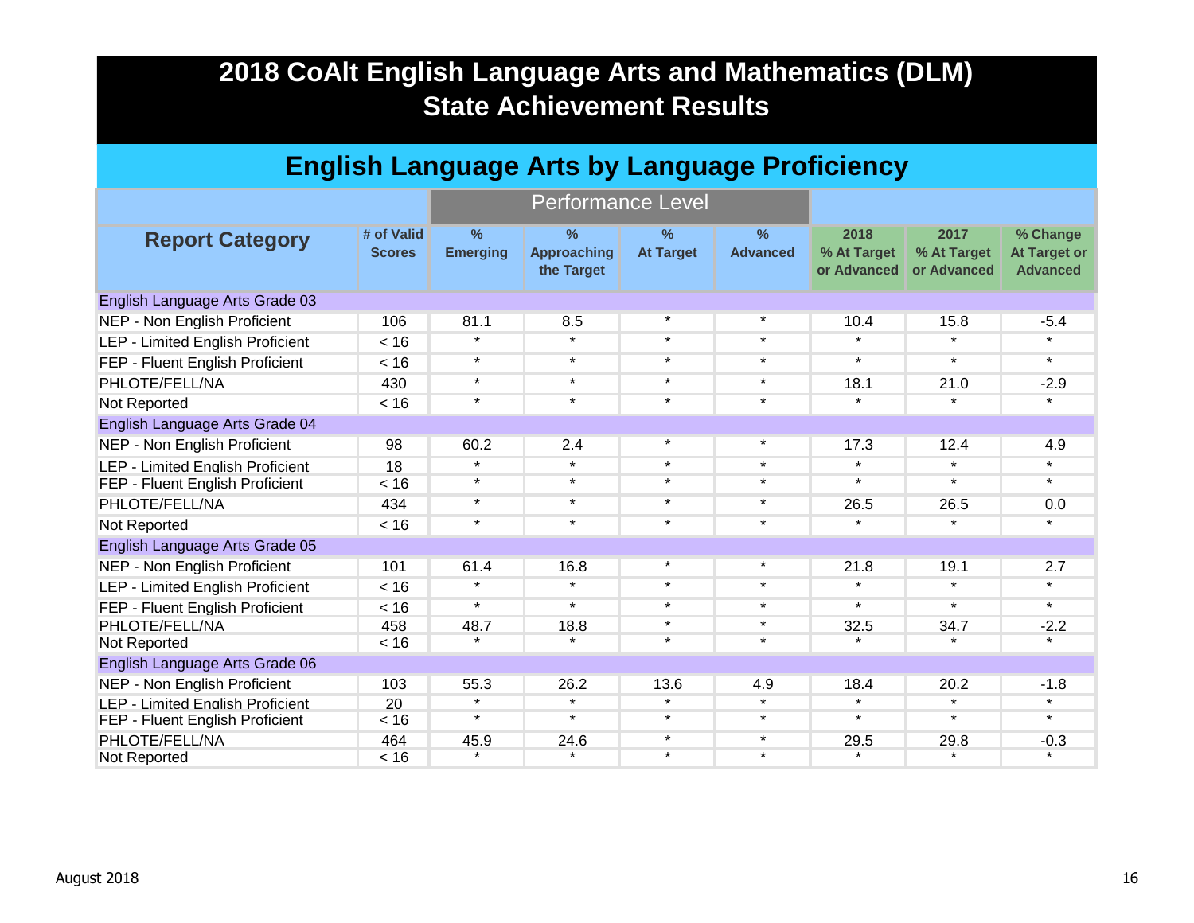# 2018 CoAlt English Language Arts and Mathematics (DLM) State Achievement Results

## English Language Arts by Language Proficiency

| Report Category | # of Valid Scores | Performance Level | | | | | | |
|---|---|---|---|---|---|---|---|---|
| | | % Emerging | % Approaching the Target | % At Target | % Advanced | 2018 % At Target or Advanced | 2017 % At Target or Advanced | % Change At Target or Advanced |
| **English Language Arts Grade 03** | | | | | | | | |
| NEP - Non English Proficient | 106 | 81.1 | 8.5 | * | * | 10.4 | 15.8 | -5.4 |
| LEP - Limited English Proficient | < 16 | * | * | * | * | * | * | * |
| FEP - Fluent English Proficient | < 16 | * | * | * | * | * | * | * |
| PHLOTE/FELL/NA | 430 | * | * | * | * | 18.1 | 21.0 | -2.9 |
| Not Reported | < 16 | * | * | * | * | * | * | * |
| **English Language Arts Grade 04** | | | | | | | | |
| NEP - Non English Proficient | 98 | 60.2 | 2.4 | * | * | 17.3 | 12.4 | 4.9 |
| LEP - Limited English Proficient | 18 | * | * | * | * | * | * | * |
| FEP - Fluent English Proficient | < 16 | * | * | * | * | * | * | * |
| PHLOTE/FELL/NA | 434 | * | * | * | * | 26.5 | 26.5 | 0.0 |
| Not Reported | < 16 | * | * | * | * | * | * | * |
| **English Language Arts Grade 05** | | | | | | | | |
| NEP - Non English Proficient | 101 | 61.4 | 16.8 | * | * | 21.8 | 19.1 | 2.7 |
| LEP - Limited English Proficient | < 16 | * | * | * | * | * | * | * |
| FEP - Fluent English Proficient | < 16 | * | * | * | * | * | * | * |
| PHLOTE/FELL/NA | 458 | 48.7 | 18.8 | * | * | 32.5 | 34.7 | -2.2 |
| Not Reported | < 16 | * | * | * | * | * | * | * |
| **English Language Arts Grade 06** | | | | | | | | |
| NEP - Non English Proficient | 103 | 55.3 | 26.2 | 13.6 | 4.9 | 18.4 | 20.2 | -1.8 |
| LEP - Limited English Proficient | 20 | * | * | * | * | * | * | * |
| FEP - Fluent English Proficient | < 16 | * | * | * | * | * | * | * |
| PHLOTE/FELL/NA | 464 | 45.9 | 24.6 | * | * | 29.5 | 29.8 | -0.3 |
| Not Reported | < 16 | * | * | * | * | * | * | * |

August 2018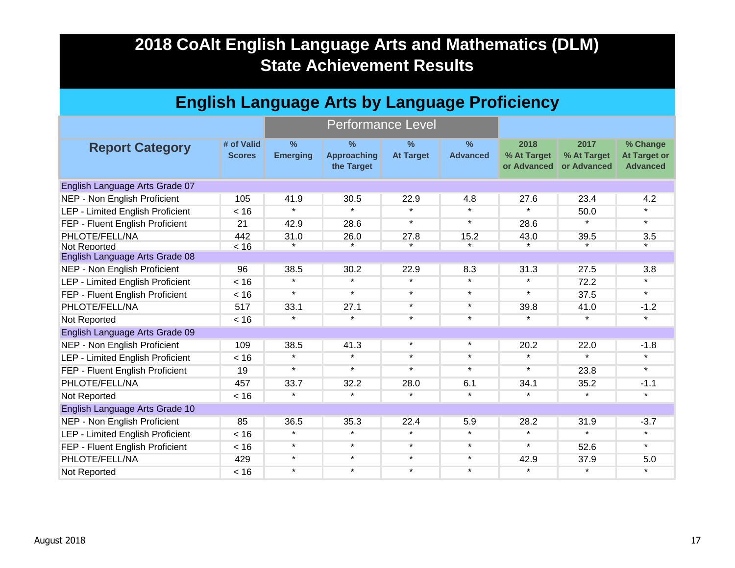# 2018 CoAlt English Language Arts and Mathematics (DLM) State Achievement Results

## English Language Arts by Language Proficiency

| Report Category | # of Valid Scores | Performance Level | | | | | | |
|---|---|---|---|---|---|---|---|---|
| | | % Emerging | % Approaching the Target | % At Target | % Advanced | 2018 % At Target or Advanced | 2017 % At Target or Advanced | % Change At Target or Advanced |
| **English Language Arts Grade 07** | | | | | | | | |
| NEP - Non English Proficient | 105 | 41.9 | 30.5 | 22.9 | 4.8 | 27.6 | 23.4 | 4.2 |
| LEP - Limited English Proficient | < 16 | * | * | * | * | * | 50.0 | * |
| FEP - Fluent English Proficient | 21 | 42.9 | 28.6 | * | * | 28.6 | * | * |
| PHLOTE/FELL/NA | 442 | 31.0 | 26.0 | 27.8 | 15.2 | 43.0 | 39.5 | 3.5 |
| Not Reported | < 16 | * | * | * | * | * | * | * |
| **English Language Arts Grade 08** | | | | | | | | |
| NEP - Non English Proficient | 96 | 38.5 | 30.2 | 22.9 | 8.3 | 31.3 | 27.5 | 3.8 |
| LEP - Limited English Proficient | < 16 | * | * | * | * | * | 72.2 | * |
| FEP - Fluent English Proficient | < 16 | * | * | * | * | * | 37.5 | * |
| PHLOTE/FELL/NA | 517 | 33.1 | 27.1 | * | * | 39.8 | 41.0 | -1.2 |
| Not Reported | < 16 | * | * | * | * | * | * | * |
| **English Language Arts Grade 09** | | | | | | | | |
| NEP - Non English Proficient | 109 | 38.5 | 41.3 | * | * | 20.2 | 22.0 | -1.8 |
| LEP - Limited English Proficient | < 16 | * | * | * | * | * | * | * |
| FEP - Fluent English Proficient | 19 | * | * | * | * | * | 23.8 | * |
| PHLOTE/FELL/NA | 457 | 33.7 | 32.2 | 28.0 | 6.1 | 34.1 | 35.2 | -1.1 |
| Not Reported | < 16 | * | * | * | * | * | * | * |
| **English Language Arts Grade 10** | | | | | | | | |
| NEP - Non English Proficient | 85 | 36.5 | 35.3 | 22.4 | 5.9 | 28.2 | 31.9 | -3.7 |
| LEP - Limited English Proficient | < 16 | * | * | * | * | * | * | * |
| FEP - Fluent English Proficient | < 16 | * | * | * | * | * | 52.6 | * |
| PHLOTE/FELL/NA | 429 | * | * | * | * | 42.9 | 37.9 | 5.0 |
| Not Reported | < 16 | * | * | * | * | * | * | * |

August 2018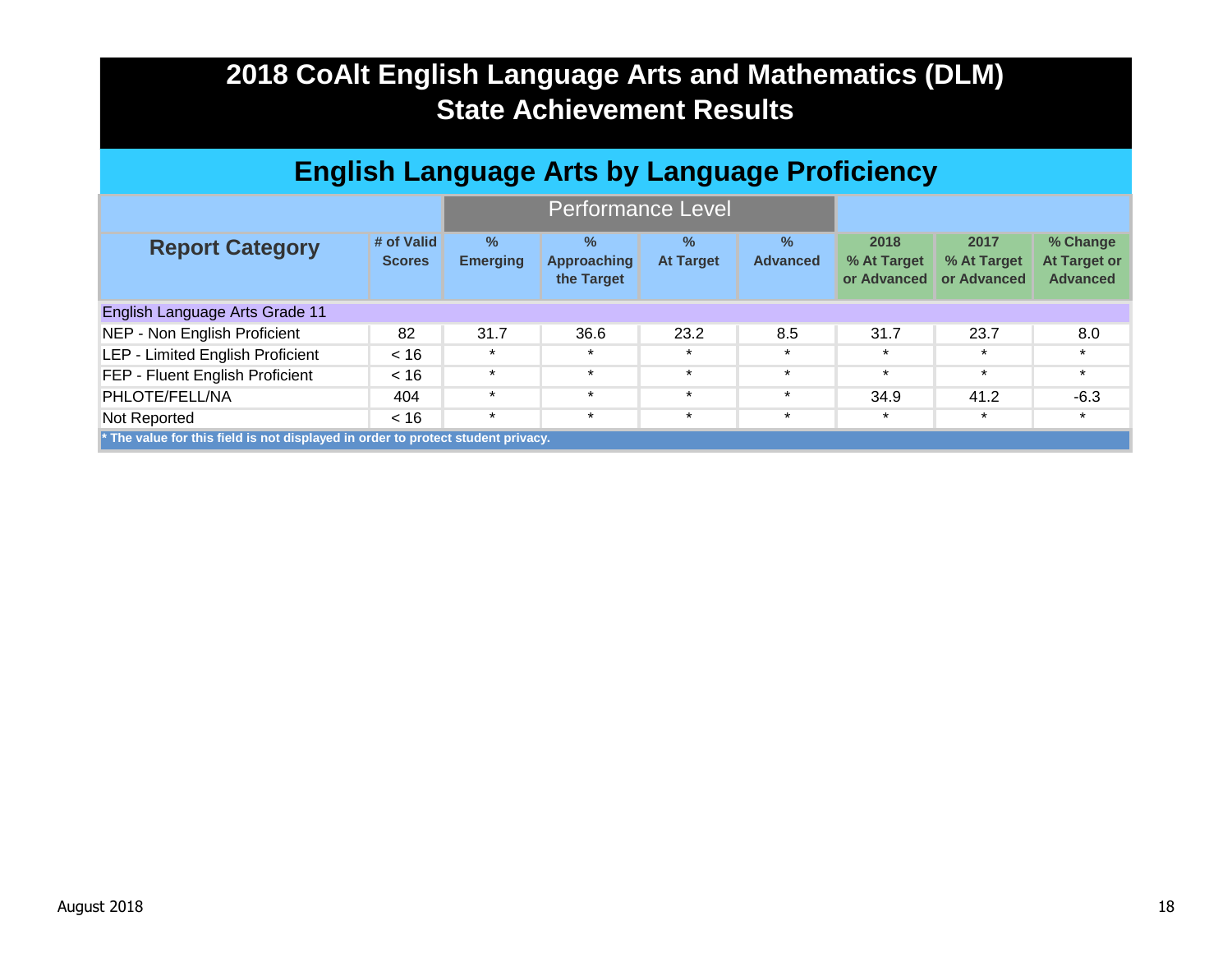# 2018 CoAlt English Language Arts and Mathematics (DLM) State Achievement Results

## English Language Arts by Language Proficiency

| Report Category | # of Valid Scores | Performance Level | | | | 2018 % At Target or Advanced | 2017 % At Target or Advanced | % Change At Target or Advanced |
|---|---|---|---|---|---|---|---|---|
| | | % Emerging | % Approaching the Target | % At Target | % Advanced | | | |
| **English Language Arts Grade 11** | | | | | | | | |
| NEP - Non English Proficient | 82 | 31.7 | 36.6 | 23.2 | 8.5 | 31.7 | 23.7 | 8.0 |
| LEP - Limited English Proficient | < 16 | * | * | * | * | * | * | * |
| FEP - Fluent English Proficient | < 16 | * | * | * | * | * | * | * |
| PHLOTE/FELL/NA | 404 | * | * | * | * | 34.9 | 41.2 | -6.3 |
| Not Reported | < 16 | * | * | * | * | * | * | * |

**\* The value for this field is not displayed in order to protect student privacy.**

August 2018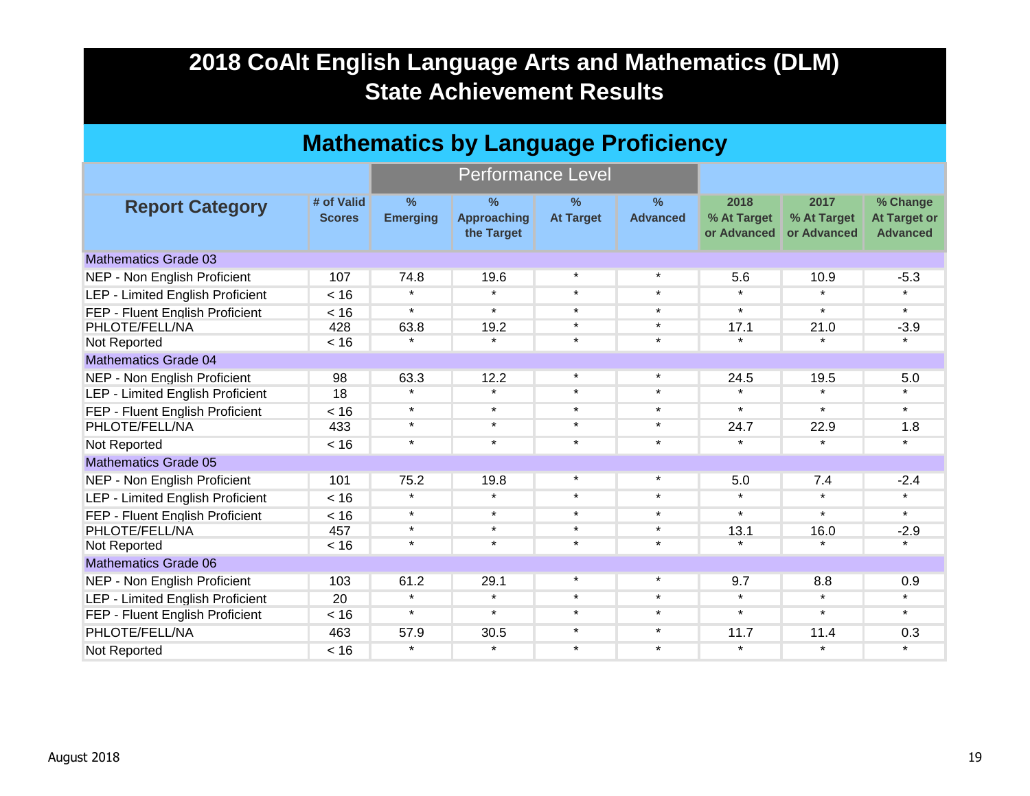# 2018 CoAlt English Language Arts and Mathematics (DLM) State Achievement Results

## Mathematics by Language Proficiency

| Report Category | # of Valid Scores | Performance Level | | | | 2018 % At Target or Advanced | 2017 % At Target or Advanced | % Change At Target or Advanced |
|---|---|---|---|---|---|---|---|---|
| | | % Emerging | % Approaching the Target | % At Target | % Advanced | | | |
| **Mathematics Grade 03** | | | | | | | | |
| NEP - Non English Proficient | 107 | 74.8 | 19.6 | * | * | 5.6 | 10.9 | -5.3 |
| LEP - Limited English Proficient | < 16 | * | * | * | * | * | * | * |
| FEP - Fluent English Proficient | < 16 | * | * | * | * | * | * | * |
| PHLOTE/FELL/NA | 428 | 63.8 | 19.2 | * | * | 17.1 | 21.0 | -3.9 |
| Not Reported | < 16 | * | * | * | * | * | * | * |
| **Mathematics Grade 04** | | | | | | | | |
| NEP - Non English Proficient | 98 | 63.3 | 12.2 | * | * | 24.5 | 19.5 | 5.0 |
| LEP - Limited English Proficient | 18 | * | * | * | * | * | * | * |
| FEP - Fluent English Proficient | < 16 | * | * | * | * | * | * | * |
| PHLOTE/FELL/NA | 433 | * | * | * | * | 24.7 | 22.9 | 1.8 |
| Not Reported | < 16 | * | * | * | * | * | * | * |
| **Mathematics Grade 05** | | | | | | | | |
| NEP - Non English Proficient | 101 | 75.2 | 19.8 | * | * | 5.0 | 7.4 | -2.4 |
| LEP - Limited English Proficient | < 16 | * | * | * | * | * | * | * |
| FEP - Fluent English Proficient | < 16 | * | * | * | * | * | * | * |
| PHLOTE/FELL/NA | 457 | * | * | * | * | 13.1 | 16.0 | -2.9 |
| Not Reported | < 16 | * | * | * | * | * | * | * |
| **Mathematics Grade 06** | | | | | | | | |
| NEP - Non English Proficient | 103 | 61.2 | 29.1 | * | * | 9.7 | 8.8 | 0.9 |
| LEP - Limited English Proficient | 20 | * | * | * | * | * | * | * |
| FEP - Fluent English Proficient | < 16 | * | * | * | * | * | * | * |
| PHLOTE/FELL/NA | 463 | 57.9 | 30.5 | * | * | 11.7 | 11.4 | 0.3 |
| Not Reported | < 16 | * | * | * | * | * | * | * |

August 2018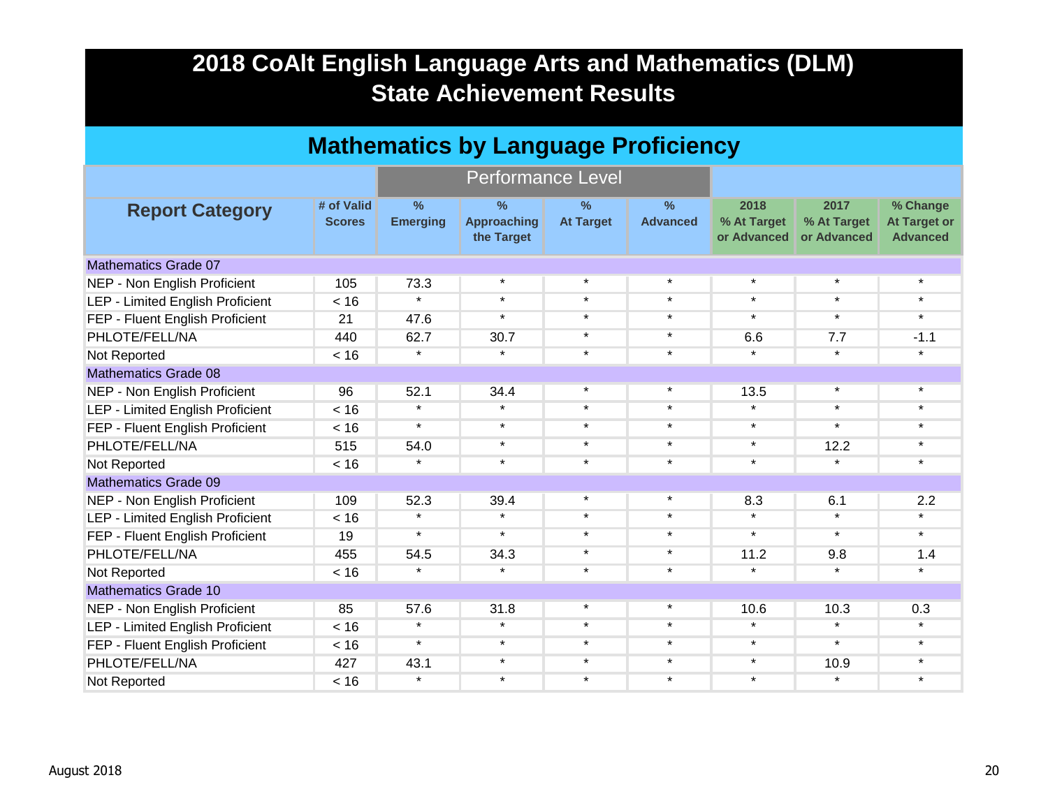# 2018 CoAlt English Language Arts and Mathematics (DLM) State Achievement Results

## Mathematics by Language Proficiency

| Report Category | # of Valid Scores | Performance Level | | | | | | |
|---|---|---|---|---|---|---|---|---|
| | | % Emerging | % Approaching the Target | % At Target | % Advanced | 2018 % At Target or Advanced | 2017 % At Target or Advanced | % Change At Target or Advanced |
| **Mathematics Grade 07** | | | | | | | | |
| NEP - Non English Proficient | 105 | 73.3 | * | * | * | * | * | * |
| LEP - Limited English Proficient | < 16 | * | * | * | * | * | * | * |
| FEP - Fluent English Proficient | 21 | 47.6 | * | * | * | * | * | * |
| PHLOTE/FELL/NA | 440 | 62.7 | 30.7 | * | * | 6.6 | 7.7 | -1.1 |
| Not Reported | < 16 | * | * | * | * | * | * | * |
| **Mathematics Grade 08** | | | | | | | | |
| NEP - Non English Proficient | 96 | 52.1 | 34.4 | * | * | 13.5 | * | * |
| LEP - Limited English Proficient | < 16 | * | * | * | * | * | * | * |
| FEP - Fluent English Proficient | < 16 | * | * | * | * | * | * | * |
| PHLOTE/FELL/NA | 515 | 54.0 | * | * | * | * | 12.2 | * |
| Not Reported | < 16 | * | * | * | * | * | * | * |
| **Mathematics Grade 09** | | | | | | | | |
| NEP - Non English Proficient | 109 | 52.3 | 39.4 | * | * | 8.3 | 6.1 | 2.2 |
| LEP - Limited English Proficient | < 16 | * | * | * | * | * | * | * |
| FEP - Fluent English Proficient | 19 | * | * | * | * | * | * | * |
| PHLOTE/FELL/NA | 455 | 54.5 | 34.3 | * | * | 11.2 | 9.8 | 1.4 |
| Not Reported | < 16 | * | * | * | * | * | * | * |
| **Mathematics Grade 10** | | | | | | | | |
| NEP - Non English Proficient | 85 | 57.6 | 31.8 | * | * | 10.6 | 10.3 | 0.3 |
| LEP - Limited English Proficient | < 16 | * | * | * | * | * | * | * |
| FEP - Fluent English Proficient | < 16 | * | * | * | * | * | * | * |
| PHLOTE/FELL/NA | 427 | 43.1 | * | * | * | * | 10.9 | * |
| Not Reported | < 16 | * | * | * | * | * | * | * |

August 2018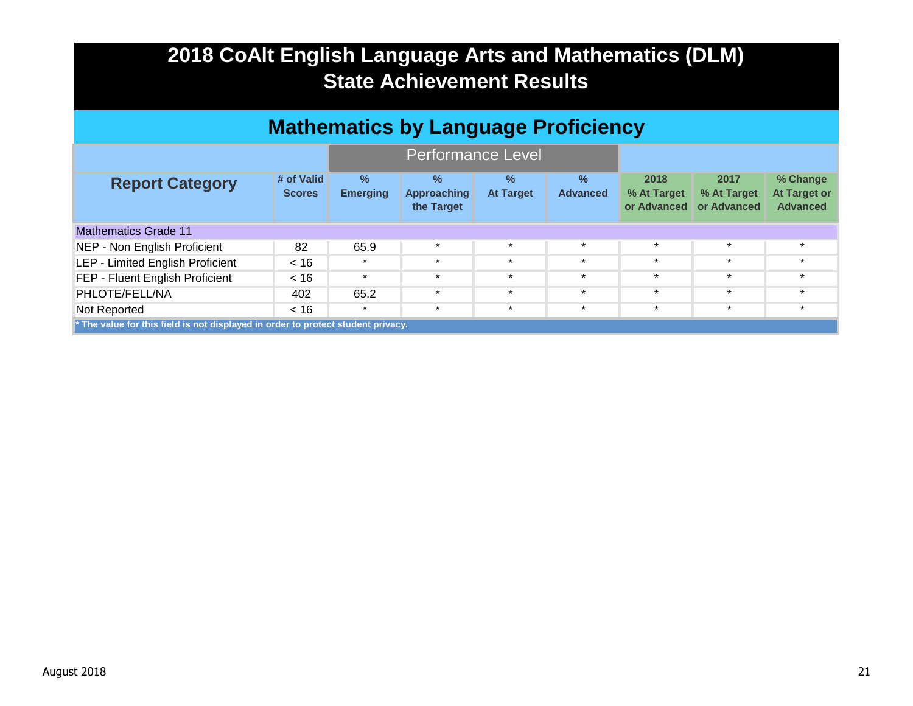# 2018 CoAlt English Language Arts and Mathematics (DLM)
# State Achievement Results

## Mathematics by Language Proficiency

| Report Category | # of Valid Scores | Performance Level | | | | | | |
|---|---|---|---|---|---|---|---|---|
| | | % Emerging | % Approaching the Target | % At Target | % Advanced | 2018 % At Target or Advanced | 2017 % At Target or Advanced | % Change At Target or Advanced |
| **Mathematics Grade 11** | | | | | | | | |
| NEP - Non English Proficient | 82 | 65.9 | * | * | * | * | * | * |
| LEP - Limited English Proficient | < 16 | * | * | * | * | * | * | * |
| FEP - Fluent English Proficient | < 16 | * | * | * | * | * | * | * |
| PHLOTE/FELL/NA | 402 | 65.2 | * | * | * | * | * | * |
| Not Reported | < 16 | * | * | * | * | * | * | * |

**\* The value for this field is not displayed in order to protect student privacy.**

August 2018